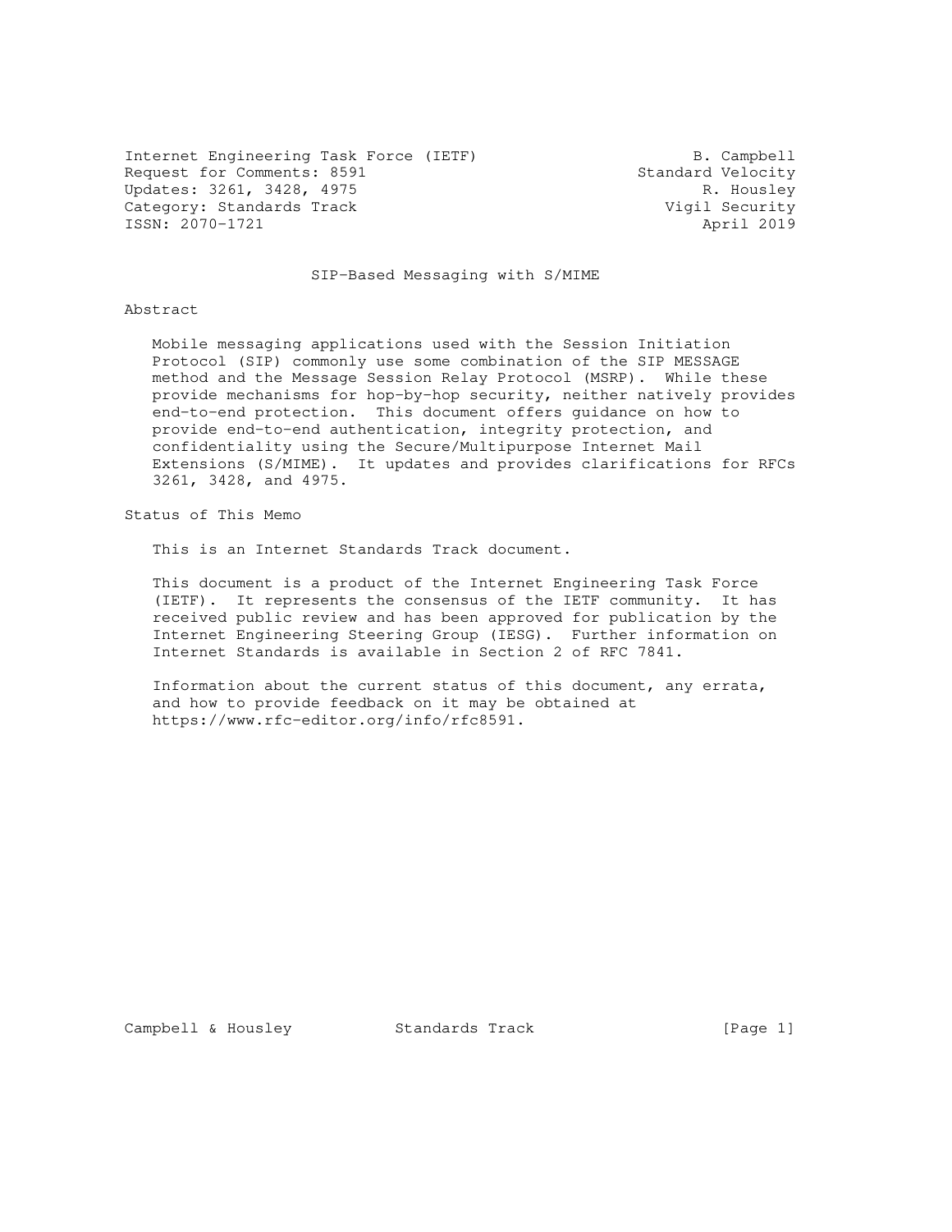Internet Engineering Task Force (IETF) B. Campbell
Request for Comments: 8591 Standard Velocity
Updates: 3261, 3428, 4975 R. Housley
Category: Standards Track Vigil Security
ISSN: 2070-1721 April 2019

# SIP-Based Messaging with S/MIME

## Abstract

Mobile messaging applications used with the Session Initiation Protocol (SIP) commonly use some combination of the SIP MESSAGE method and the Message Session Relay Protocol (MSRP). While these provide mechanisms for hop-by-hop security, neither natively provides end-to-end protection. This document offers guidance on how to provide end-to-end authentication, integrity protection, and confidentiality using the Secure/Multipurpose Internet Mail Extensions (S/MIME). It updates and provides clarifications for RFCs 3261, 3428, and 4975.

## Status of This Memo

This is an Internet Standards Track document.

This document is a product of the Internet Engineering Task Force (IETF). It represents the consensus of the IETF community. It has received public review and has been approved for publication by the Internet Engineering Steering Group (IESG). Further information on Internet Standards is available in Section 2 of RFC 7841.

Information about the current status of this document, any errata, and how to provide feedback on it may be obtained at https://www.rfc-editor.org/info/rfc8591.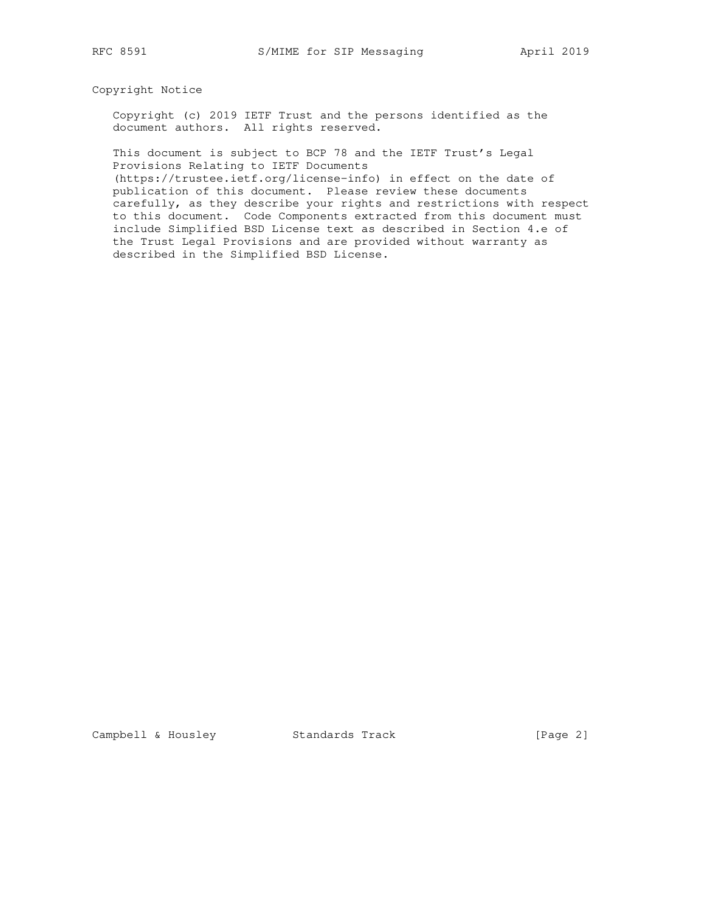## Copyright Notice

Copyright (c) 2019 IETF Trust and the persons identified as the document authors. All rights reserved.

This document is subject to BCP 78 and the IETF Trust's Legal Provisions Relating to IETF Documents (https://trustee.ietf.org/license-info) in effect on the date of publication of this document. Please review these documents carefully, as they describe your rights and restrictions with respect to this document. Code Components extracted from this document must include Simplified BSD License text as described in Section 4.e of the Trust Legal Provisions and are provided without warranty as described in the Simplified BSD License.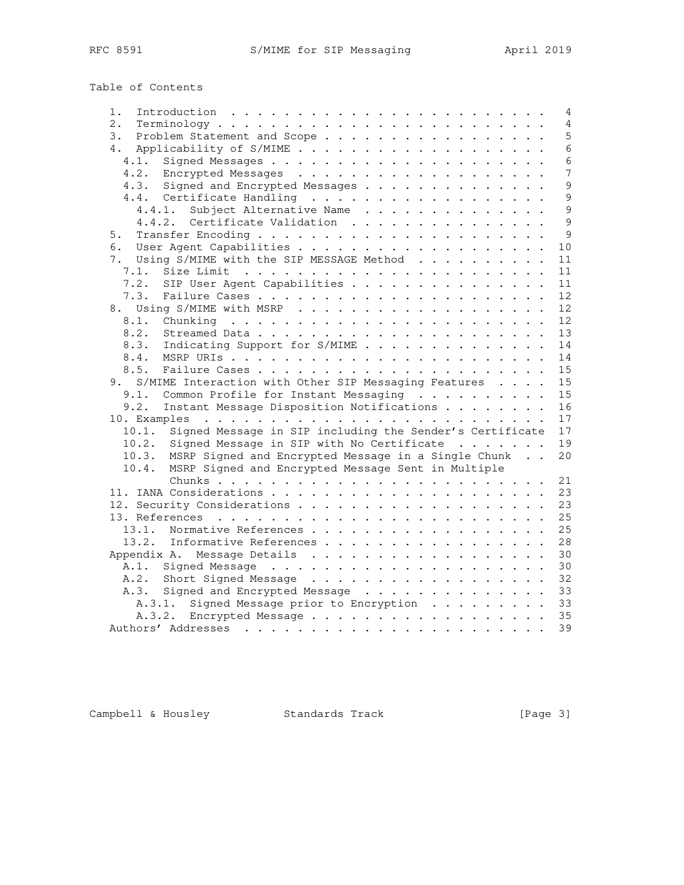Table of Contents

```
   1.  Introduction  . . . . . . . . . . . . . . . . . . . . . . . .   4
   2.  Terminology . . . . . . . . . . . . . . . . . . . . . . . . .   4
   3.  Problem Statement and Scope . . . . . . . . . . . . . . . . .   5
   4.  Applicability of S/MIME . . . . . . . . . . . . . . . . . . .   6
     4.1.  Signed Messages . . . . . . . . . . . . . . . . . . . . .   6
     4.2.  Encrypted Messages  . . . . . . . . . . . . . . . . . . .   7
     4.3.  Signed and Encrypted Messages . . . . . . . . . . . . . .   9
     4.4.  Certificate Handling  . . . . . . . . . . . . . . . . . .   9
       4.4.1.  Subject Alternative Name  . . . . . . . . . . . . . .   9
       4.4.2.  Certificate Validation  . . . . . . . . . . . . . . .   9
   5.  Transfer Encoding . . . . . . . . . . . . . . . . . . . . . .   9
   6.  User Agent Capabilities . . . . . . . . . . . . . . . . . . .  10
   7.  Using S/MIME with the SIP MESSAGE Method  . . . . . . . . . .  11
     7.1.  Size Limit  . . . . . . . . . . . . . . . . . . . . . . .  11
     7.2.  SIP User Agent Capabilities . . . . . . . . . . . . . . .  11
     7.3.  Failure Cases . . . . . . . . . . . . . . . . . . . . . .  12
   8.  Using S/MIME with MSRP  . . . . . . . . . . . . . . . . . . .  12
     8.1.  Chunking  . . . . . . . . . . . . . . . . . . . . . . . .  12
     8.2.  Streamed Data . . . . . . . . . . . . . . . . . . . . . .  13
     8.3.  Indicating Support for S/MIME . . . . . . . . . . . . . .  14
     8.4.  MSRP URIs . . . . . . . . . . . . . . . . . . . . . . . .  14
     8.5.  Failure Cases . . . . . . . . . . . . . . . . . . . . . .  15
   9.  S/MIME Interaction with Other SIP Messaging Features  . . . .  15
     9.1.  Common Profile for Instant Messaging  . . . . . . . . . .  15
     9.2.  Instant Message Disposition Notifications . . . . . . . .  16
   10. Examples  . . . . . . . . . . . . . . . . . . . . . . . . . .  17
     10.1.  Signed Message in SIP including the Sender's Certificate  17
     10.2.  Signed Message in SIP with No Certificate  . . . . . . .  19
     10.3.  MSRP Signed and Encrypted Message in a Single Chunk  . .  20
     10.4.  MSRP Signed and Encrypted Message Sent in Multiple
            Chunks . . . . . . . . . . . . . . . . . . . . . . . . .  21
   11. IANA Considerations . . . . . . . . . . . . . . . . . . . . .  23
   12. Security Considerations . . . . . . . . . . . . . . . . . . .  23
   13. References  . . . . . . . . . . . . . . . . . . . . . . . . .  25
     13.1.  Normative References . . . . . . . . . . . . . . . . . .  25
     13.2.  Informative References . . . . . . . . . . . . . . . . .  28
   Appendix A.  Message Details  . . . . . . . . . . . . . . . . . .  30
     A.1.  Signed Message  . . . . . . . . . . . . . . . . . . . . .  30
     A.2.  Short Signed Message  . . . . . . . . . . . . . . . . . .  32
     A.3.  Signed and Encrypted Message  . . . . . . . . . . . . . .  33
       A.3.1.  Signed Message prior to Encryption  . . . . . . . . .  33
       A.3.2.  Encrypted Message . . . . . . . . . . . . . . . . . .  35
   Authors' Addresses  . . . . . . . . . . . . . . . . . . . . . . .  39
```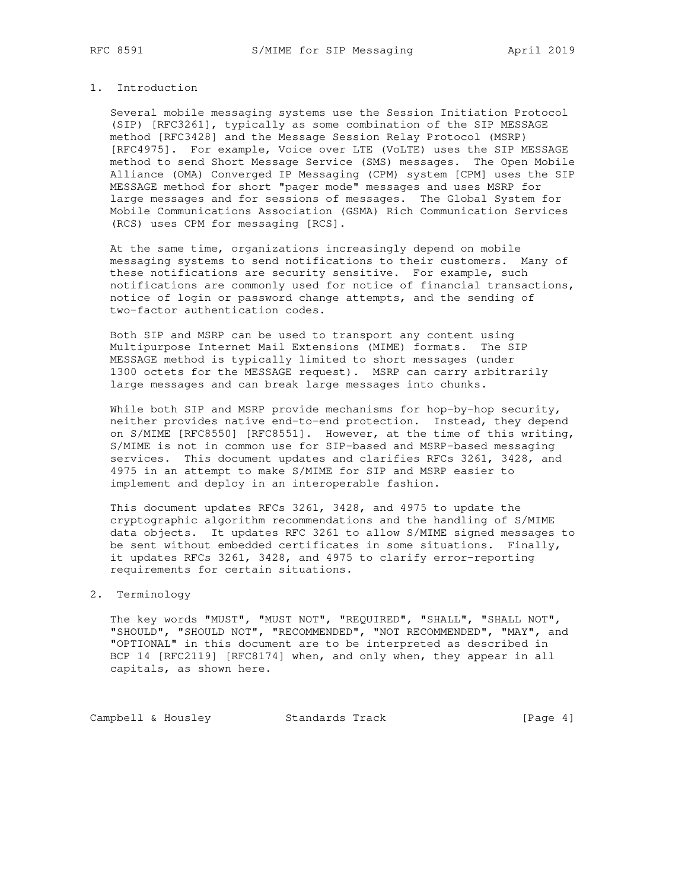## 1. Introduction

Several mobile messaging systems use the Session Initiation Protocol (SIP) [RFC3261], typically as some combination of the SIP MESSAGE method [RFC3428] and the Message Session Relay Protocol (MSRP) [RFC4975]. For example, Voice over LTE (VoLTE) uses the SIP MESSAGE method to send Short Message Service (SMS) messages. The Open Mobile Alliance (OMA) Converged IP Messaging (CPM) system [CPM] uses the SIP MESSAGE method for short "pager mode" messages and uses MSRP for large messages and for sessions of messages. The Global System for Mobile Communications Association (GSMA) Rich Communication Services (RCS) uses CPM for messaging [RCS].

At the same time, organizations increasingly depend on mobile messaging systems to send notifications to their customers. Many of these notifications are security sensitive. For example, such notifications are commonly used for notice of financial transactions, notice of login or password change attempts, and the sending of two-factor authentication codes.

Both SIP and MSRP can be used to transport any content using Multipurpose Internet Mail Extensions (MIME) formats. The SIP MESSAGE method is typically limited to short messages (under 1300 octets for the MESSAGE request). MSRP can carry arbitrarily large messages and can break large messages into chunks.

While both SIP and MSRP provide mechanisms for hop-by-hop security, neither provides native end-to-end protection. Instead, they depend on S/MIME [RFC8550] [RFC8551]. However, at the time of this writing, S/MIME is not in common use for SIP-based and MSRP-based messaging services. This document updates and clarifies RFCs 3261, 3428, and 4975 in an attempt to make S/MIME for SIP and MSRP easier to implement and deploy in an interoperable fashion.

This document updates RFCs 3261, 3428, and 4975 to update the cryptographic algorithm recommendations and the handling of S/MIME data objects. It updates RFC 3261 to allow S/MIME signed messages to be sent without embedded certificates in some situations. Finally, it updates RFCs 3261, 3428, and 4975 to clarify error-reporting requirements for certain situations.

## 2. Terminology

The key words "MUST", "MUST NOT", "REQUIRED", "SHALL", "SHALL NOT", "SHOULD", "SHOULD NOT", "RECOMMENDED", "NOT RECOMMENDED", "MAY", and "OPTIONAL" in this document are to be interpreted as described in BCP 14 [RFC2119] [RFC8174] when, and only when, they appear in all capitals, as shown here.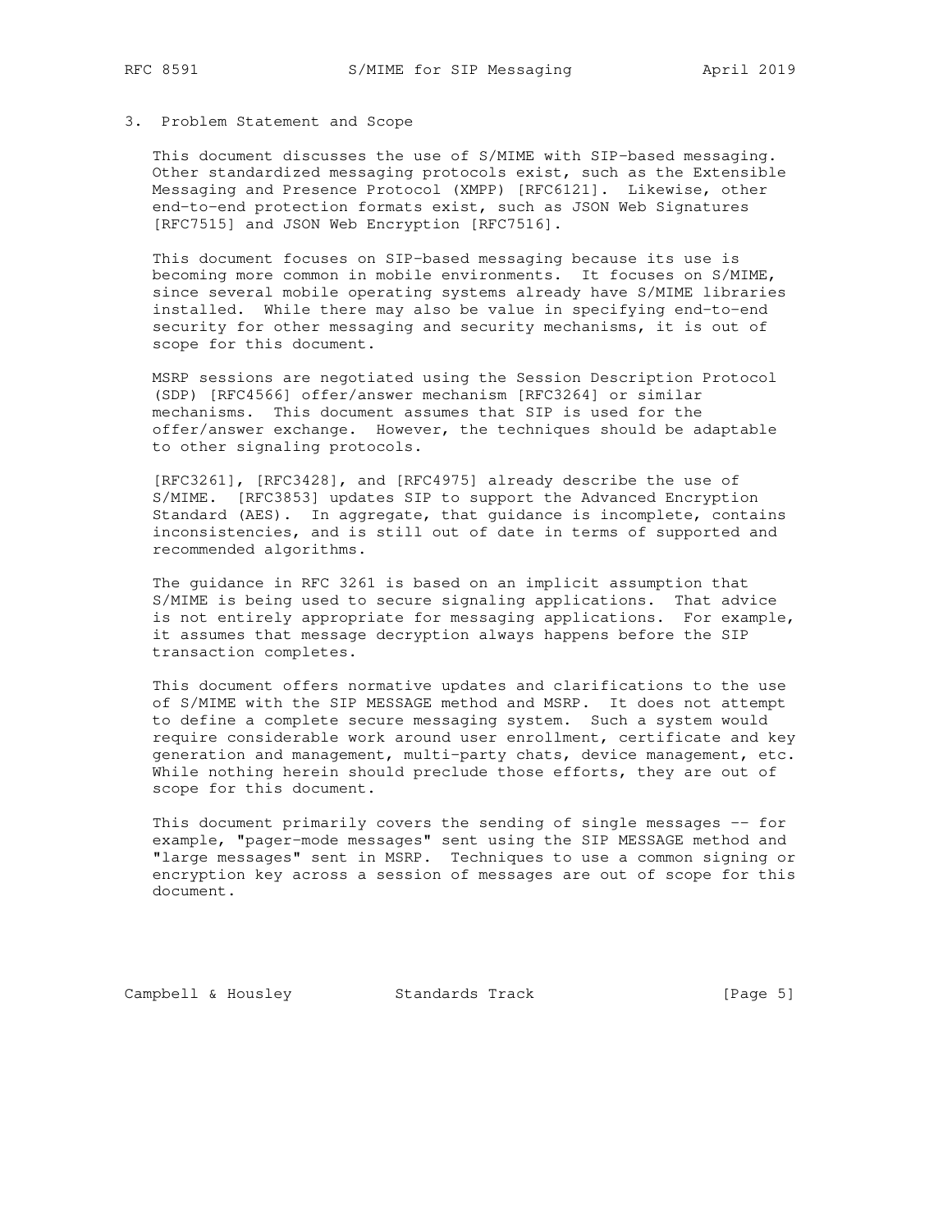## 3. Problem Statement and Scope

This document discusses the use of S/MIME with SIP-based messaging. Other standardized messaging protocols exist, such as the Extensible Messaging and Presence Protocol (XMPP) [RFC6121]. Likewise, other end-to-end protection formats exist, such as JSON Web Signatures [RFC7515] and JSON Web Encryption [RFC7516].

This document focuses on SIP-based messaging because its use is becoming more common in mobile environments. It focuses on S/MIME, since several mobile operating systems already have S/MIME libraries installed. While there may also be value in specifying end-to-end security for other messaging and security mechanisms, it is out of scope for this document.

MSRP sessions are negotiated using the Session Description Protocol (SDP) [RFC4566] offer/answer mechanism [RFC3264] or similar mechanisms. This document assumes that SIP is used for the offer/answer exchange. However, the techniques should be adaptable to other signaling protocols.

[RFC3261], [RFC3428], and [RFC4975] already describe the use of S/MIME. [RFC3853] updates SIP to support the Advanced Encryption Standard (AES). In aggregate, that guidance is incomplete, contains inconsistencies, and is still out of date in terms of supported and recommended algorithms.

The guidance in RFC 3261 is based on an implicit assumption that S/MIME is being used to secure signaling applications. That advice is not entirely appropriate for messaging applications. For example, it assumes that message decryption always happens before the SIP transaction completes.

This document offers normative updates and clarifications to the use of S/MIME with the SIP MESSAGE method and MSRP. It does not attempt to define a complete secure messaging system. Such a system would require considerable work around user enrollment, certificate and key generation and management, multi-party chats, device management, etc. While nothing herein should preclude those efforts, they are out of scope for this document.

This document primarily covers the sending of single messages -- for example, "pager-mode messages" sent using the SIP MESSAGE method and "large messages" sent in MSRP. Techniques to use a common signing or encryption key across a session of messages are out of scope for this document.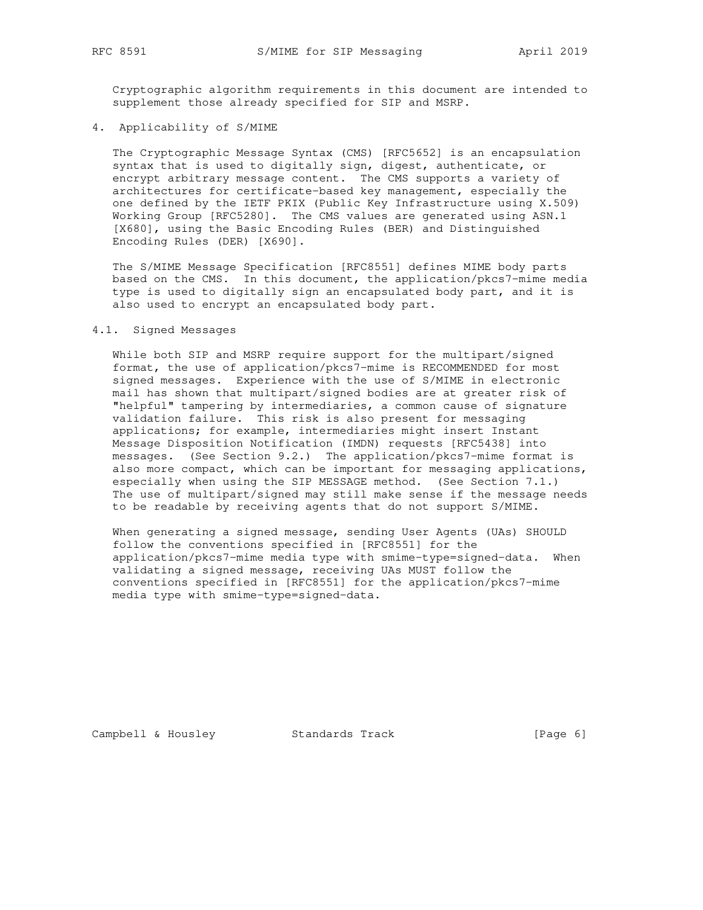Cryptographic algorithm requirements in this document are intended to supplement those already specified for SIP and MSRP.

## 4. Applicability of S/MIME

The Cryptographic Message Syntax (CMS) [RFC5652] is an encapsulation syntax that is used to digitally sign, digest, authenticate, or encrypt arbitrary message content. The CMS supports a variety of architectures for certificate-based key management, especially the one defined by the IETF PKIX (Public Key Infrastructure using X.509) Working Group [RFC5280]. The CMS values are generated using ASN.1 [X680], using the Basic Encoding Rules (BER) and Distinguished Encoding Rules (DER) [X690].

The S/MIME Message Specification [RFC8551] defines MIME body parts based on the CMS. In this document, the application/pkcs7-mime media type is used to digitally sign an encapsulated body part, and it is also used to encrypt an encapsulated body part.

### 4.1. Signed Messages

While both SIP and MSRP require support for the multipart/signed format, the use of application/pkcs7-mime is RECOMMENDED for most signed messages. Experience with the use of S/MIME in electronic mail has shown that multipart/signed bodies are at greater risk of "helpful" tampering by intermediaries, a common cause of signature validation failure. This risk is also present for messaging applications; for example, intermediaries might insert Instant Message Disposition Notification (IMDN) requests [RFC5438] into messages. (See Section 9.2.) The application/pkcs7-mime format is also more compact, which can be important for messaging applications, especially when using the SIP MESSAGE method. (See Section 7.1.) The use of multipart/signed may still make sense if the message needs to be readable by receiving agents that do not support S/MIME.

When generating a signed message, sending User Agents (UAs) SHOULD follow the conventions specified in [RFC8551] for the application/pkcs7-mime media type with smime-type=signed-data. When validating a signed message, receiving UAs MUST follow the conventions specified in [RFC8551] for the application/pkcs7-mime media type with smime-type=signed-data.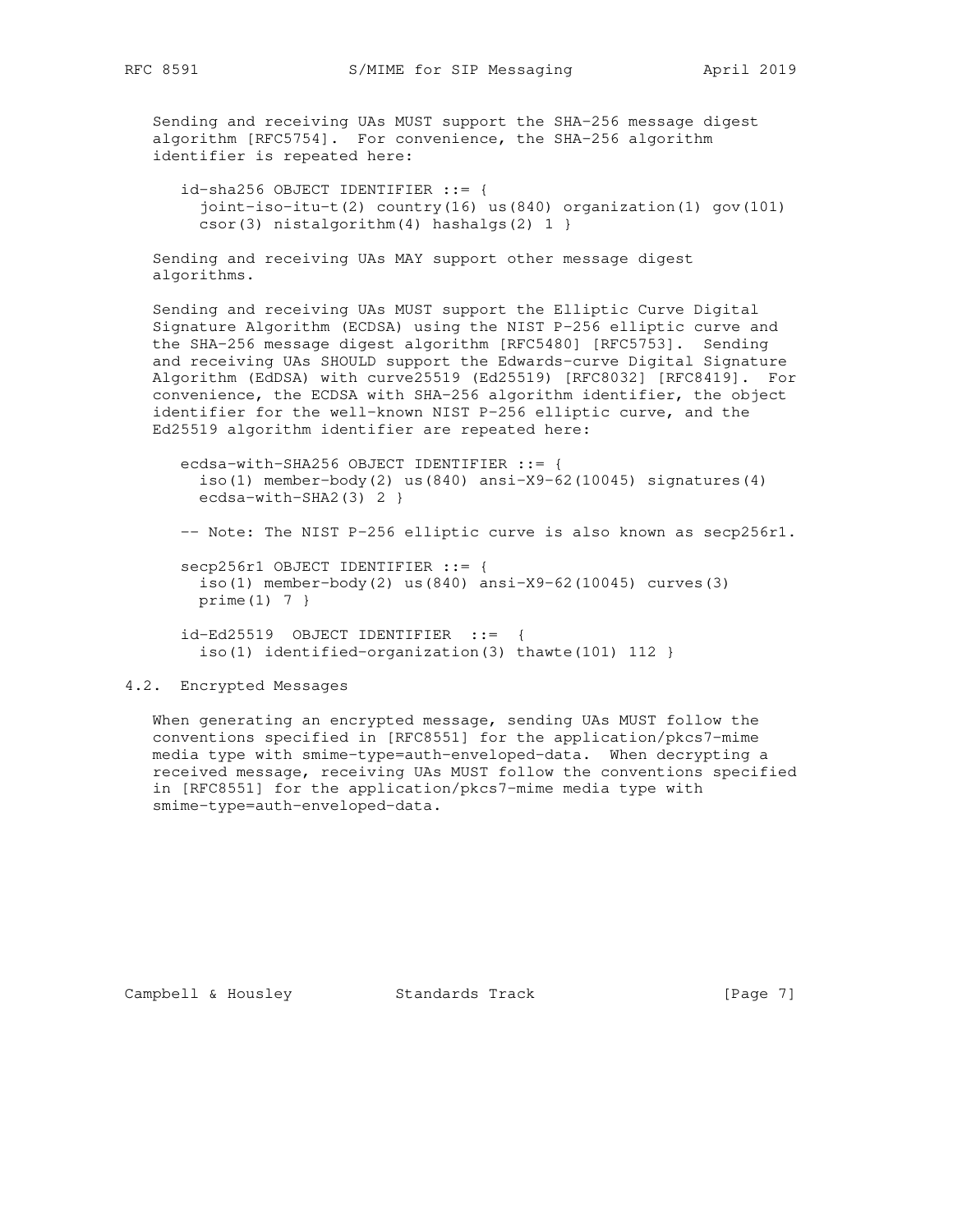Sending and receiving UAs MUST support the SHA-256 message digest algorithm [RFC5754]. For convenience, the SHA-256 algorithm identifier is repeated here:

```
id-sha256 OBJECT IDENTIFIER ::= {
  joint-iso-itu-t(2) country(16) us(840) organization(1) gov(101)
  csor(3) nistalgorithm(4) hashalgs(2) 1 }
```

Sending and receiving UAs MAY support other message digest algorithms.

Sending and receiving UAs MUST support the Elliptic Curve Digital Signature Algorithm (ECDSA) using the NIST P-256 elliptic curve and the SHA-256 message digest algorithm [RFC5480] [RFC5753]. Sending and receiving UAs SHOULD support the Edwards-curve Digital Signature Algorithm (EdDSA) with curve25519 (Ed25519) [RFC8032] [RFC8419]. For convenience, the ECDSA with SHA-256 algorithm identifier, the object identifier for the well-known NIST P-256 elliptic curve, and the Ed25519 algorithm identifier are repeated here:

```
ecdsa-with-SHA256 OBJECT IDENTIFIER ::= {
  iso(1) member-body(2) us(840) ansi-X9-62(10045) signatures(4)
  ecdsa-with-SHA2(3) 2 }

-- Note: The NIST P-256 elliptic curve is also known as secp256r1.

secp256r1 OBJECT IDENTIFIER ::= {
  iso(1) member-body(2) us(840) ansi-X9-62(10045) curves(3)
  prime(1) 7 }

id-Ed25519  OBJECT IDENTIFIER  ::=  {
  iso(1) identified-organization(3) thawte(101) 112 }
```

## 4.2. Encrypted Messages

When generating an encrypted message, sending UAs MUST follow the conventions specified in [RFC8551] for the application/pkcs7-mime media type with smime-type=auth-enveloped-data. When decrypting a received message, receiving UAs MUST follow the conventions specified in [RFC8551] for the application/pkcs7-mime media type with smime-type=auth-enveloped-data.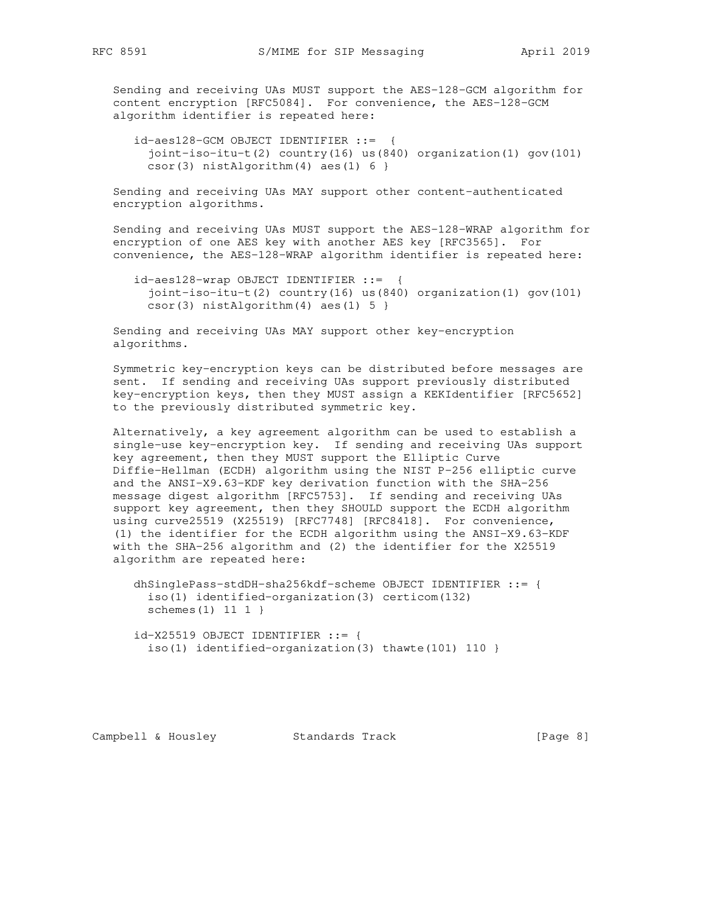Sending and receiving UAs MUST support the AES-128-GCM algorithm for content encryption [RFC5084]. For convenience, the AES-128-GCM algorithm identifier is repeated here:

```
id-aes128-GCM OBJECT IDENTIFIER ::=  {
  joint-iso-itu-t(2) country(16) us(840) organization(1) gov(101)
  csor(3) nistAlgorithm(4) aes(1) 6 }
```

Sending and receiving UAs MAY support other content-authenticated encryption algorithms.

Sending and receiving UAs MUST support the AES-128-WRAP algorithm for encryption of one AES key with another AES key [RFC3565]. For convenience, the AES-128-WRAP algorithm identifier is repeated here:

```
id-aes128-wrap OBJECT IDENTIFIER ::=  {
  joint-iso-itu-t(2) country(16) us(840) organization(1) gov(101)
  csor(3) nistAlgorithm(4) aes(1) 5 }
```

Sending and receiving UAs MAY support other key-encryption algorithms.

Symmetric key-encryption keys can be distributed before messages are sent. If sending and receiving UAs support previously distributed key-encryption keys, then they MUST assign a KEKIdentifier [RFC5652] to the previously distributed symmetric key.

Alternatively, a key agreement algorithm can be used to establish a single-use key-encryption key. If sending and receiving UAs support key agreement, then they MUST support the Elliptic Curve Diffie-Hellman (ECDH) algorithm using the NIST P-256 elliptic curve and the ANSI-X9.63-KDF key derivation function with the SHA-256 message digest algorithm [RFC5753]. If sending and receiving UAs support key agreement, then they SHOULD support the ECDH algorithm using curve25519 (X25519) [RFC7748] [RFC8418]. For convenience, (1) the identifier for the ECDH algorithm using the ANSI-X9.63-KDF with the SHA-256 algorithm and (2) the identifier for the X25519 algorithm are repeated here:

```
dhSinglePass-stdDH-sha256kdf-scheme OBJECT IDENTIFIER ::= {
  iso(1) identified-organization(3) certicom(132)
  schemes(1) 11 1 }

id-X25519 OBJECT IDENTIFIER ::= {
  iso(1) identified-organization(3) thawte(101) 110 }
```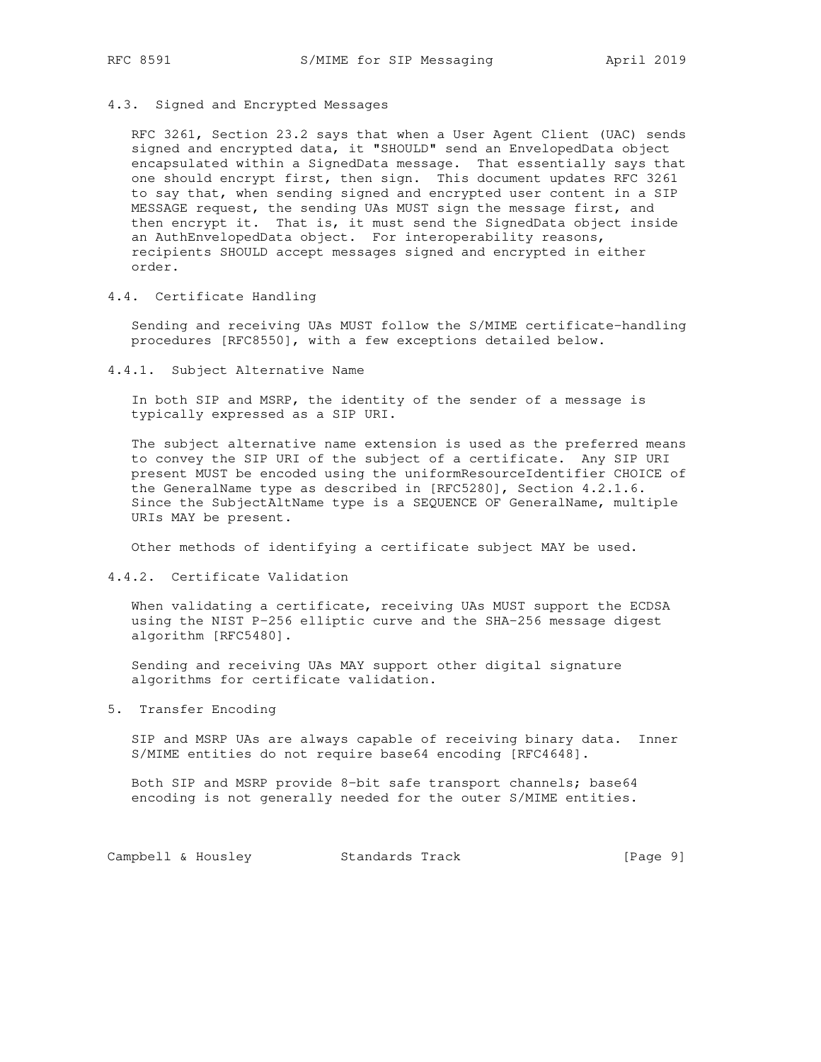### 4.3. Signed and Encrypted Messages

RFC 3261, Section 23.2 says that when a User Agent Client (UAC) sends signed and encrypted data, it "SHOULD" send an EnvelopedData object encapsulated within a SignedData message. That essentially says that one should encrypt first, then sign. This document updates RFC 3261 to say that, when sending signed and encrypted user content in a SIP MESSAGE request, the sending UAs MUST sign the message first, and then encrypt it. That is, it must send the SignedData object inside an AuthEnvelopedData object. For interoperability reasons, recipients SHOULD accept messages signed and encrypted in either order.

### 4.4. Certificate Handling

Sending and receiving UAs MUST follow the S/MIME certificate-handling procedures [RFC8550], with a few exceptions detailed below.

#### 4.4.1. Subject Alternative Name

In both SIP and MSRP, the identity of the sender of a message is typically expressed as a SIP URI.

The subject alternative name extension is used as the preferred means to convey the SIP URI of the subject of a certificate. Any SIP URI present MUST be encoded using the uniformResourceIdentifier CHOICE of the GeneralName type as described in [RFC5280], Section 4.2.1.6. Since the SubjectAltName type is a SEQUENCE OF GeneralName, multiple URIs MAY be present.

Other methods of identifying a certificate subject MAY be used.

#### 4.4.2. Certificate Validation

When validating a certificate, receiving UAs MUST support the ECDSA using the NIST P-256 elliptic curve and the SHA-256 message digest algorithm [RFC5480].

Sending and receiving UAs MAY support other digital signature algorithms for certificate validation.

## 5. Transfer Encoding

SIP and MSRP UAs are always capable of receiving binary data. Inner S/MIME entities do not require base64 encoding [RFC4648].

Both SIP and MSRP provide 8-bit safe transport channels; base64 encoding is not generally needed for the outer S/MIME entities.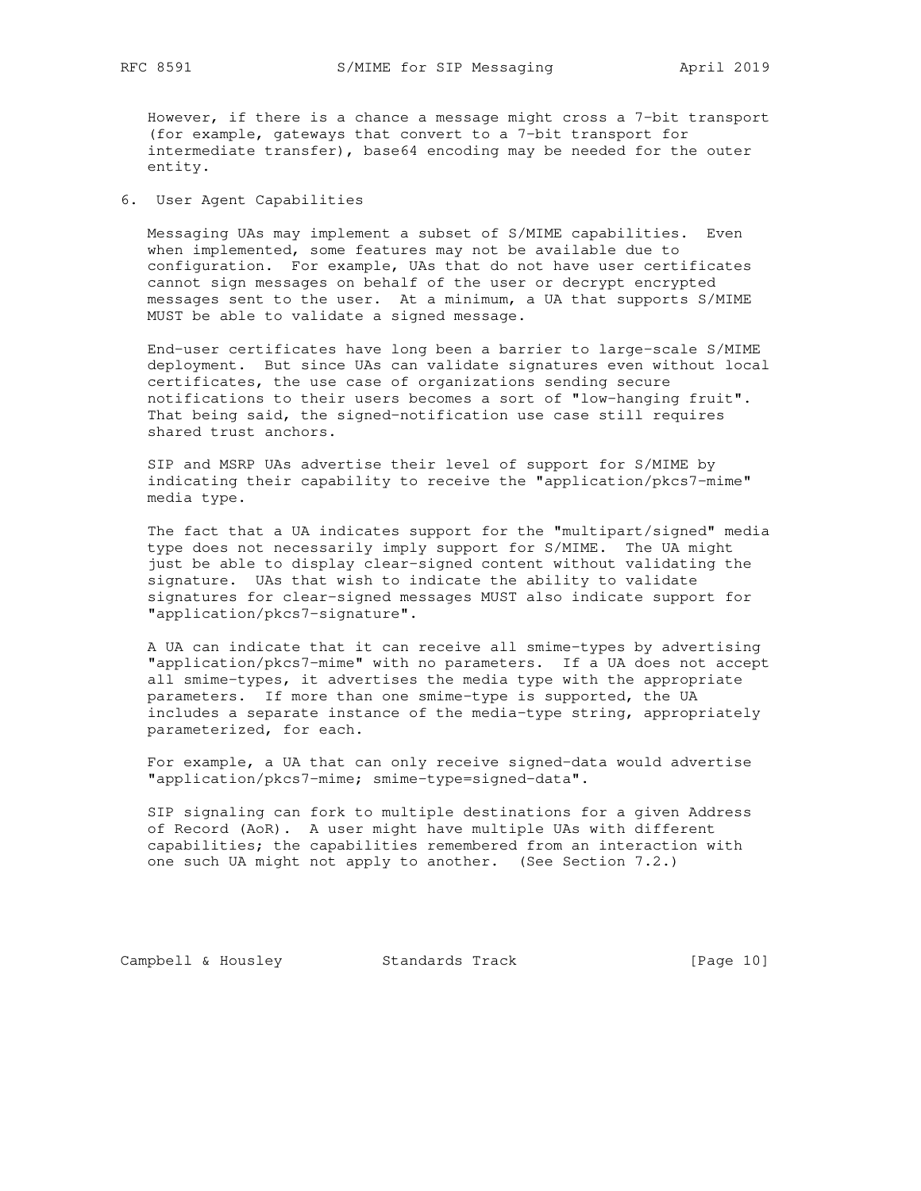However, if there is a chance a message might cross a 7-bit transport (for example, gateways that convert to a 7-bit transport for intermediate transfer), base64 encoding may be needed for the outer entity.

## 6. User Agent Capabilities

Messaging UAs may implement a subset of S/MIME capabilities. Even when implemented, some features may not be available due to configuration. For example, UAs that do not have user certificates cannot sign messages on behalf of the user or decrypt encrypted messages sent to the user. At a minimum, a UA that supports S/MIME MUST be able to validate a signed message.

End-user certificates have long been a barrier to large-scale S/MIME deployment. But since UAs can validate signatures even without local certificates, the use case of organizations sending secure notifications to their users becomes a sort of "low-hanging fruit". That being said, the signed-notification use case still requires shared trust anchors.

SIP and MSRP UAs advertise their level of support for S/MIME by indicating their capability to receive the "application/pkcs7-mime" media type.

The fact that a UA indicates support for the "multipart/signed" media type does not necessarily imply support for S/MIME. The UA might just be able to display clear-signed content without validating the signature. UAs that wish to indicate the ability to validate signatures for clear-signed messages MUST also indicate support for "application/pkcs7-signature".

A UA can indicate that it can receive all smime-types by advertising "application/pkcs7-mime" with no parameters. If a UA does not accept all smime-types, it advertises the media type with the appropriate parameters. If more than one smime-type is supported, the UA includes a separate instance of the media-type string, appropriately parameterized, for each.

For example, a UA that can only receive signed-data would advertise "application/pkcs7-mime; smime-type=signed-data".

SIP signaling can fork to multiple destinations for a given Address of Record (AoR). A user might have multiple UAs with different capabilities; the capabilities remembered from an interaction with one such UA might not apply to another. (See Section 7.2.)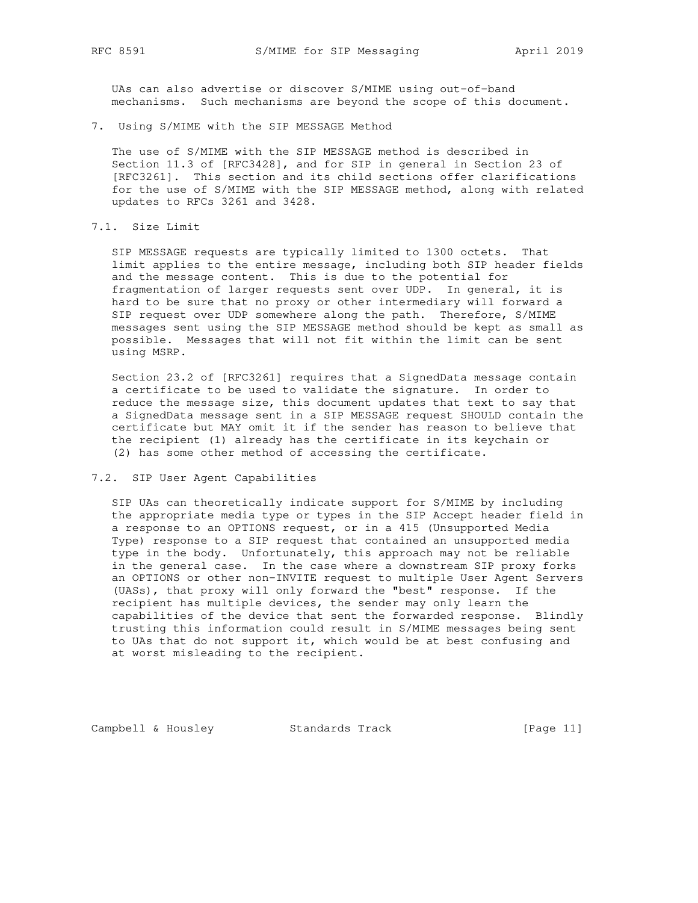UAs can also advertise or discover S/MIME using out-of-band mechanisms. Such mechanisms are beyond the scope of this document.

## 7. Using S/MIME with the SIP MESSAGE Method

The use of S/MIME with the SIP MESSAGE method is described in Section 11.3 of [RFC3428], and for SIP in general in Section 23 of [RFC3261]. This section and its child sections offer clarifications for the use of S/MIME with the SIP MESSAGE method, along with related updates to RFCs 3261 and 3428.

### 7.1. Size Limit

SIP MESSAGE requests are typically limited to 1300 octets. That limit applies to the entire message, including both SIP header fields and the message content. This is due to the potential for fragmentation of larger requests sent over UDP. In general, it is hard to be sure that no proxy or other intermediary will forward a SIP request over UDP somewhere along the path. Therefore, S/MIME messages sent using the SIP MESSAGE method should be kept as small as possible. Messages that will not fit within the limit can be sent using MSRP.

Section 23.2 of [RFC3261] requires that a SignedData message contain a certificate to be used to validate the signature. In order to reduce the message size, this document updates that text to say that a SignedData message sent in a SIP MESSAGE request SHOULD contain the certificate but MAY omit it if the sender has reason to believe that the recipient (1) already has the certificate in its keychain or (2) has some other method of accessing the certificate.

### 7.2. SIP User Agent Capabilities

SIP UAs can theoretically indicate support for S/MIME by including the appropriate media type or types in the SIP Accept header field in a response to an OPTIONS request, or in a 415 (Unsupported Media Type) response to a SIP request that contained an unsupported media type in the body. Unfortunately, this approach may not be reliable in the general case. In the case where a downstream SIP proxy forks an OPTIONS or other non-INVITE request to multiple User Agent Servers (UASs), that proxy will only forward the "best" response. If the recipient has multiple devices, the sender may only learn the capabilities of the device that sent the forwarded response. Blindly trusting this information could result in S/MIME messages being sent to UAs that do not support it, which would be at best confusing and at worst misleading to the recipient.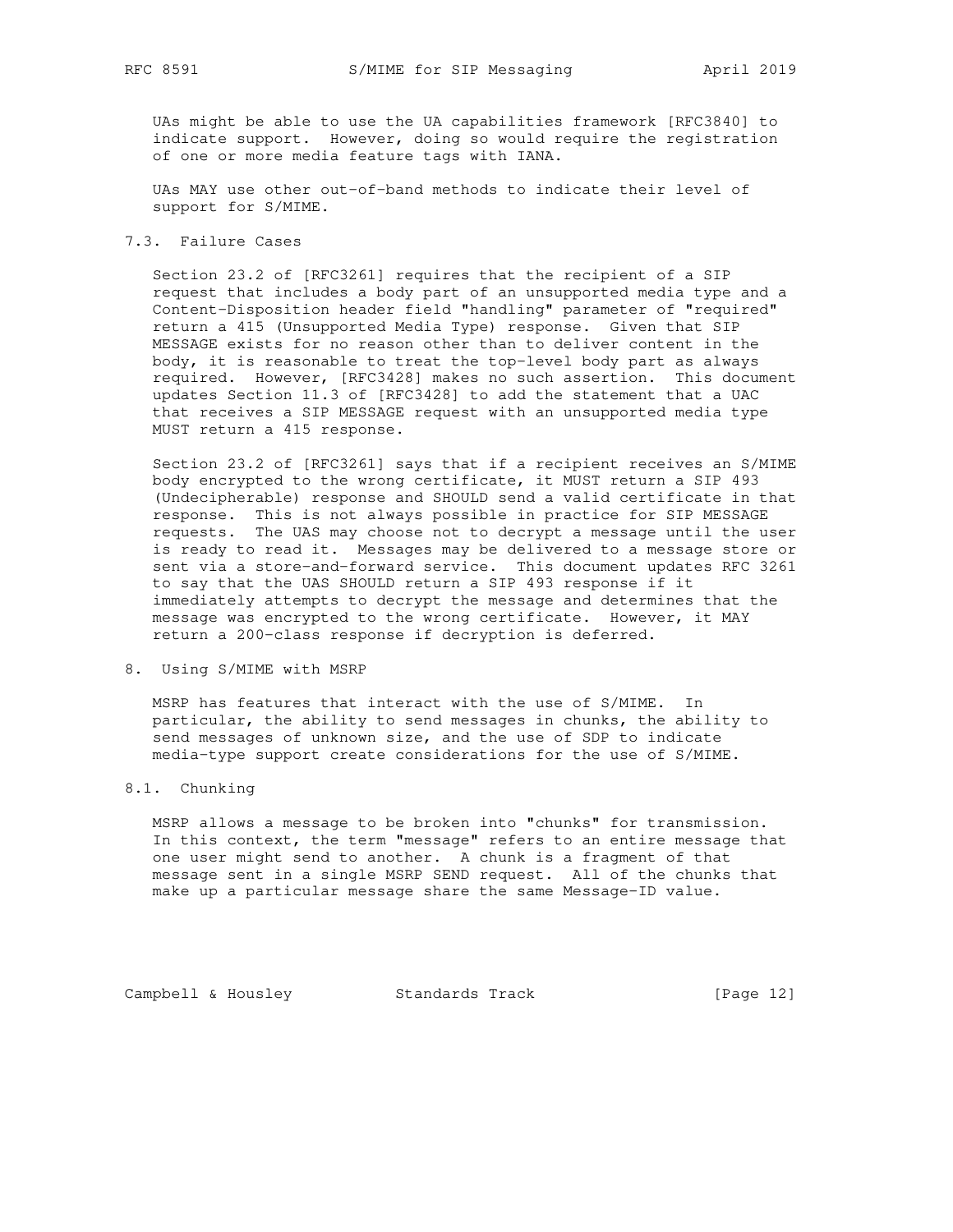UAs might be able to use the UA capabilities framework [RFC3840] to indicate support. However, doing so would require the registration of one or more media feature tags with IANA.

UAs MAY use other out-of-band methods to indicate their level of support for S/MIME.

### 7.3. Failure Cases

Section 23.2 of [RFC3261] requires that the recipient of a SIP request that includes a body part of an unsupported media type and a Content-Disposition header field "handling" parameter of "required" return a 415 (Unsupported Media Type) response. Given that SIP MESSAGE exists for no reason other than to deliver content in the body, it is reasonable to treat the top-level body part as always required. However, [RFC3428] makes no such assertion. This document updates Section 11.3 of [RFC3428] to add the statement that a UAC that receives a SIP MESSAGE request with an unsupported media type MUST return a 415 response.

Section 23.2 of [RFC3261] says that if a recipient receives an S/MIME body encrypted to the wrong certificate, it MUST return a SIP 493 (Undecipherable) response and SHOULD send a valid certificate in that response. This is not always possible in practice for SIP MESSAGE requests. The UAS may choose not to decrypt a message until the user is ready to read it. Messages may be delivered to a message store or sent via a store-and-forward service. This document updates RFC 3261 to say that the UAS SHOULD return a SIP 493 response if it immediately attempts to decrypt the message and determines that the message was encrypted to the wrong certificate. However, it MAY return a 200-class response if decryption is deferred.

## 8. Using S/MIME with MSRP

MSRP has features that interact with the use of S/MIME. In particular, the ability to send messages in chunks, the ability to send messages of unknown size, and the use of SDP to indicate media-type support create considerations for the use of S/MIME.

### 8.1. Chunking

MSRP allows a message to be broken into "chunks" for transmission. In this context, the term "message" refers to an entire message that one user might send to another. A chunk is a fragment of that message sent in a single MSRP SEND request. All of the chunks that make up a particular message share the same Message-ID value.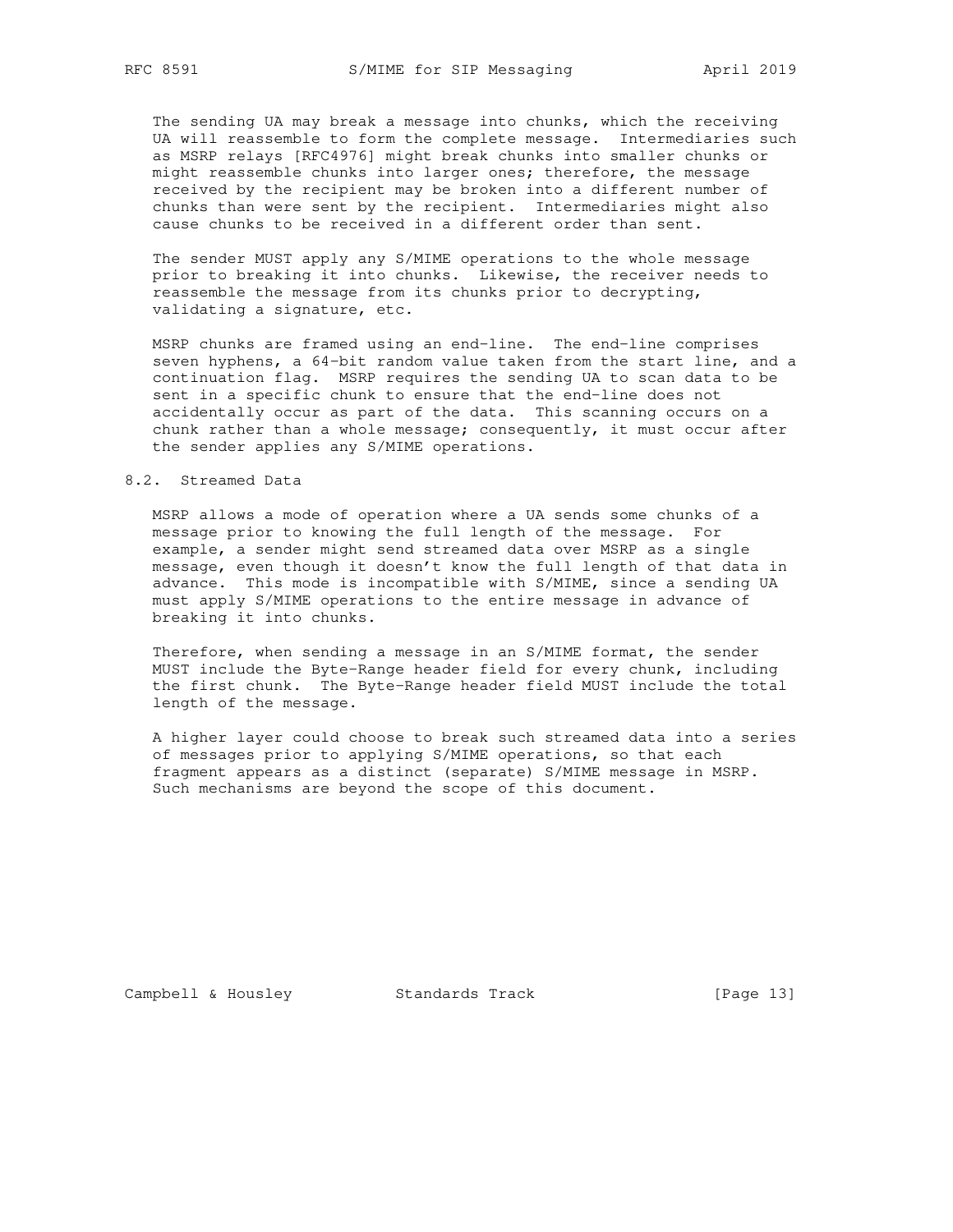The sending UA may break a message into chunks, which the receiving UA will reassemble to form the complete message. Intermediaries such as MSRP relays [RFC4976] might break chunks into smaller chunks or might reassemble chunks into larger ones; therefore, the message received by the recipient may be broken into a different number of chunks than were sent by the recipient. Intermediaries might also cause chunks to be received in a different order than sent.

The sender MUST apply any S/MIME operations to the whole message prior to breaking it into chunks. Likewise, the receiver needs to reassemble the message from its chunks prior to decrypting, validating a signature, etc.

MSRP chunks are framed using an end-line. The end-line comprises seven hyphens, a 64-bit random value taken from the start line, and a continuation flag. MSRP requires the sending UA to scan data to be sent in a specific chunk to ensure that the end-line does not accidentally occur as part of the data. This scanning occurs on a chunk rather than a whole message; consequently, it must occur after the sender applies any S/MIME operations.

### 8.2. Streamed Data

MSRP allows a mode of operation where a UA sends some chunks of a message prior to knowing the full length of the message. For example, a sender might send streamed data over MSRP as a single message, even though it doesn't know the full length of that data in advance. This mode is incompatible with S/MIME, since a sending UA must apply S/MIME operations to the entire message in advance of breaking it into chunks.

Therefore, when sending a message in an S/MIME format, the sender MUST include the Byte-Range header field for every chunk, including the first chunk. The Byte-Range header field MUST include the total length of the message.

A higher layer could choose to break such streamed data into a series of messages prior to applying S/MIME operations, so that each fragment appears as a distinct (separate) S/MIME message in MSRP. Such mechanisms are beyond the scope of this document.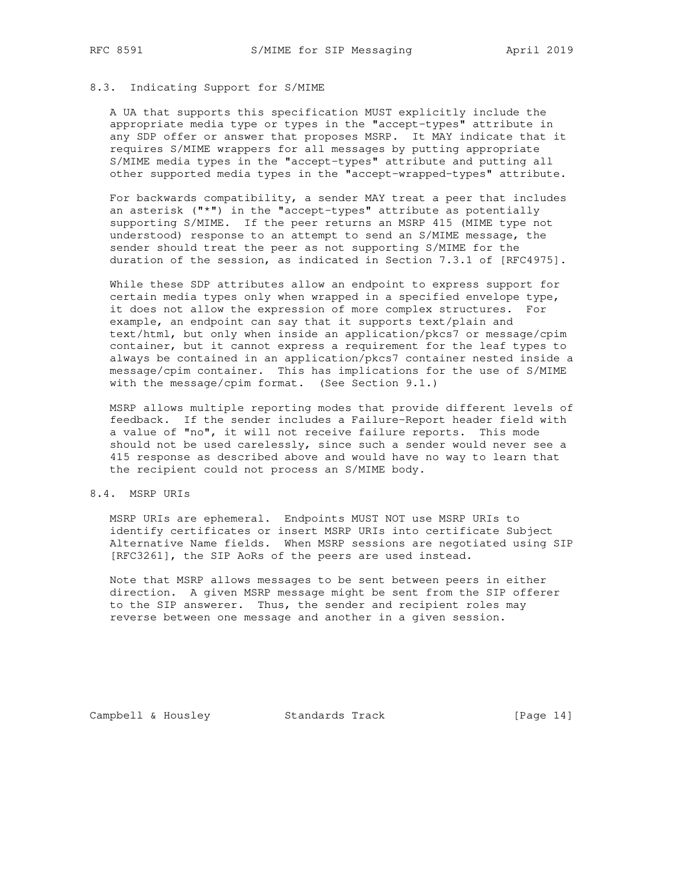### 8.3. Indicating Support for S/MIME

A UA that supports this specification MUST explicitly include the appropriate media type or types in the "accept-types" attribute in any SDP offer or answer that proposes MSRP. It MAY indicate that it requires S/MIME wrappers for all messages by putting appropriate S/MIME media types in the "accept-types" attribute and putting all other supported media types in the "accept-wrapped-types" attribute.

For backwards compatibility, a sender MAY treat a peer that includes an asterisk ("*") in the "accept-types" attribute as potentially supporting S/MIME. If the peer returns an MSRP 415 (MIME type not understood) response to an attempt to send an S/MIME message, the sender should treat the peer as not supporting S/MIME for the duration of the session, as indicated in Section 7.3.1 of [RFC4975].

While these SDP attributes allow an endpoint to express support for certain media types only when wrapped in a specified envelope type, it does not allow the expression of more complex structures. For example, an endpoint can say that it supports text/plain and text/html, but only when inside an application/pkcs7 or message/cpim container, but it cannot express a requirement for the leaf types to always be contained in an application/pkcs7 container nested inside a message/cpim container. This has implications for the use of S/MIME with the message/cpim format. (See Section 9.1.)

MSRP allows multiple reporting modes that provide different levels of feedback. If the sender includes a Failure-Report header field with a value of "no", it will not receive failure reports. This mode should not be used carelessly, since such a sender would never see a 415 response as described above and would have no way to learn that the recipient could not process an S/MIME body.

### 8.4. MSRP URIs

MSRP URIs are ephemeral. Endpoints MUST NOT use MSRP URIs to identify certificates or insert MSRP URIs into certificate Subject Alternative Name fields. When MSRP sessions are negotiated using SIP [RFC3261], the SIP AoRs of the peers are used instead.

Note that MSRP allows messages to be sent between peers in either direction. A given MSRP message might be sent from the SIP offerer to the SIP answerer. Thus, the sender and recipient roles may reverse between one message and another in a given session.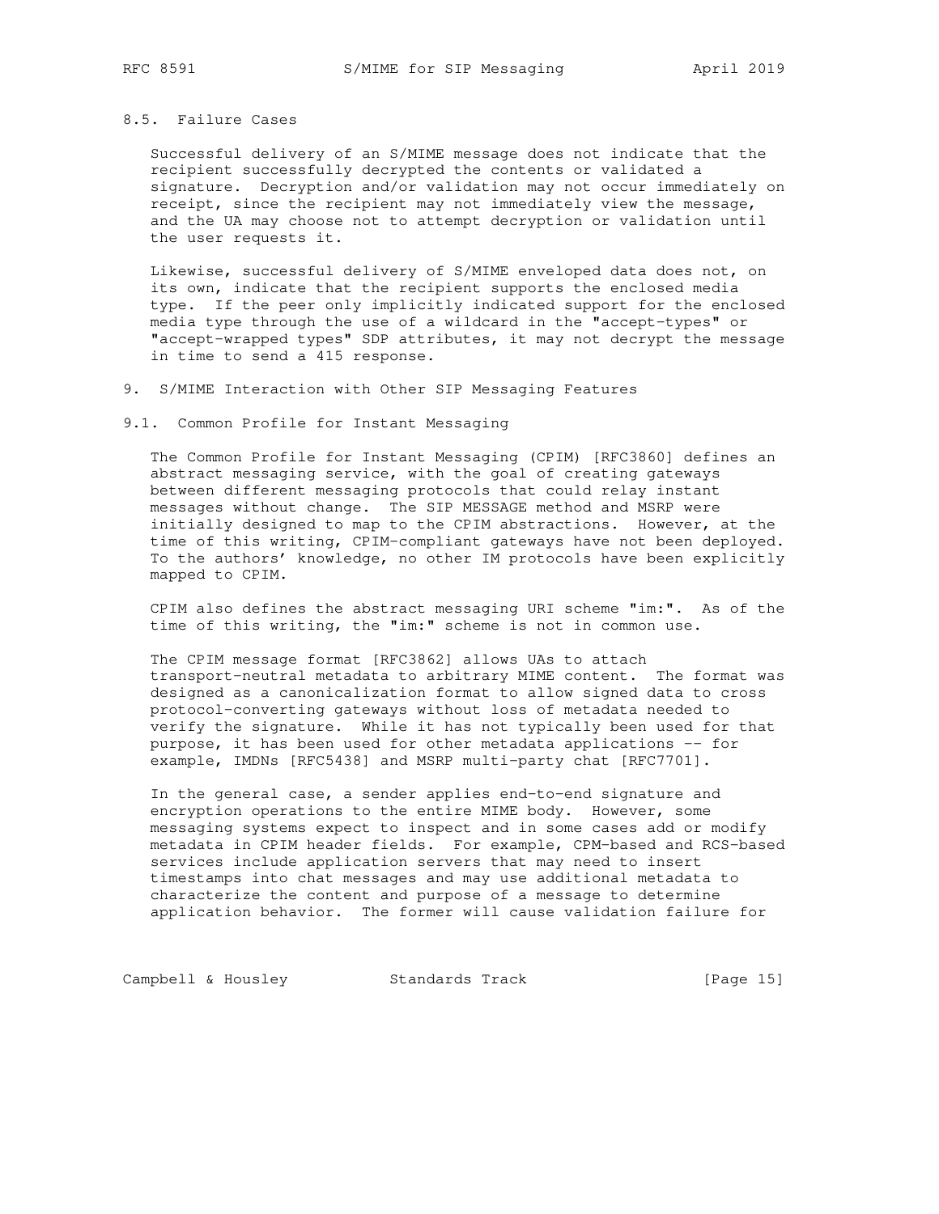### 8.5. Failure Cases

Successful delivery of an S/MIME message does not indicate that the recipient successfully decrypted the contents or validated a signature. Decryption and/or validation may not occur immediately on receipt, since the recipient may not immediately view the message, and the UA may choose not to attempt decryption or validation until the user requests it.

Likewise, successful delivery of S/MIME enveloped data does not, on its own, indicate that the recipient supports the enclosed media type. If the peer only implicitly indicated support for the enclosed media type through the use of a wildcard in the "accept-types" or "accept-wrapped types" SDP attributes, it may not decrypt the message in time to send a 415 response.

## 9. S/MIME Interaction with Other SIP Messaging Features

### 9.1. Common Profile for Instant Messaging

The Common Profile for Instant Messaging (CPIM) [RFC3860] defines an abstract messaging service, with the goal of creating gateways between different messaging protocols that could relay instant messages without change. The SIP MESSAGE method and MSRP were initially designed to map to the CPIM abstractions. However, at the time of this writing, CPIM-compliant gateways have not been deployed. To the authors' knowledge, no other IM protocols have been explicitly mapped to CPIM.

CPIM also defines the abstract messaging URI scheme "im:". As of the time of this writing, the "im:" scheme is not in common use.

The CPIM message format [RFC3862] allows UAs to attach transport-neutral metadata to arbitrary MIME content. The format was designed as a canonicalization format to allow signed data to cross protocol-converting gateways without loss of metadata needed to verify the signature. While it has not typically been used for that purpose, it has been used for other metadata applications -- for example, IMDNs [RFC5438] and MSRP multi-party chat [RFC7701].

In the general case, a sender applies end-to-end signature and encryption operations to the entire MIME body. However, some messaging systems expect to inspect and in some cases add or modify metadata in CPIM header fields. For example, CPM-based and RCS-based services include application servers that may need to insert timestamps into chat messages and may use additional metadata to characterize the content and purpose of a message to determine application behavior. The former will cause validation failure for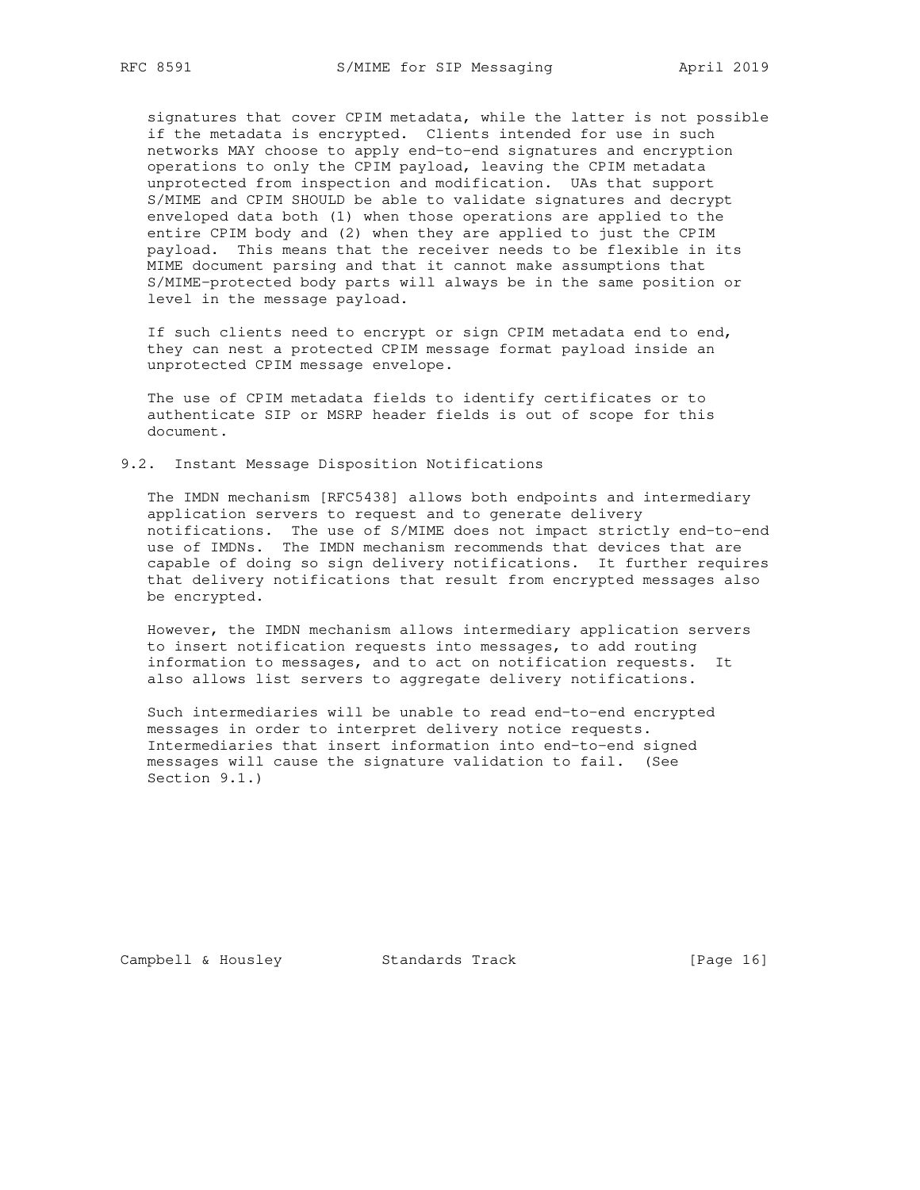signatures that cover CPIM metadata, while the latter is not possible if the metadata is encrypted. Clients intended for use in such networks MAY choose to apply end-to-end signatures and encryption operations to only the CPIM payload, leaving the CPIM metadata unprotected from inspection and modification. UAs that support S/MIME and CPIM SHOULD be able to validate signatures and decrypt enveloped data both (1) when those operations are applied to the entire CPIM body and (2) when they are applied to just the CPIM payload. This means that the receiver needs to be flexible in its MIME document parsing and that it cannot make assumptions that S/MIME-protected body parts will always be in the same position or level in the message payload.

If such clients need to encrypt or sign CPIM metadata end to end, they can nest a protected CPIM message format payload inside an unprotected CPIM message envelope.

The use of CPIM metadata fields to identify certificates or to authenticate SIP or MSRP header fields is out of scope for this document.

### 9.2. Instant Message Disposition Notifications

The IMDN mechanism [RFC5438] allows both endpoints and intermediary application servers to request and to generate delivery notifications. The use of S/MIME does not impact strictly end-to-end use of IMDNs. The IMDN mechanism recommends that devices that are capable of doing so sign delivery notifications. It further requires that delivery notifications that result from encrypted messages also be encrypted.

However, the IMDN mechanism allows intermediary application servers to insert notification requests into messages, to add routing information to messages, and to act on notification requests. It also allows list servers to aggregate delivery notifications.

Such intermediaries will be unable to read end-to-end encrypted messages in order to interpret delivery notice requests. Intermediaries that insert information into end-to-end signed messages will cause the signature validation to fail. (See Section 9.1.)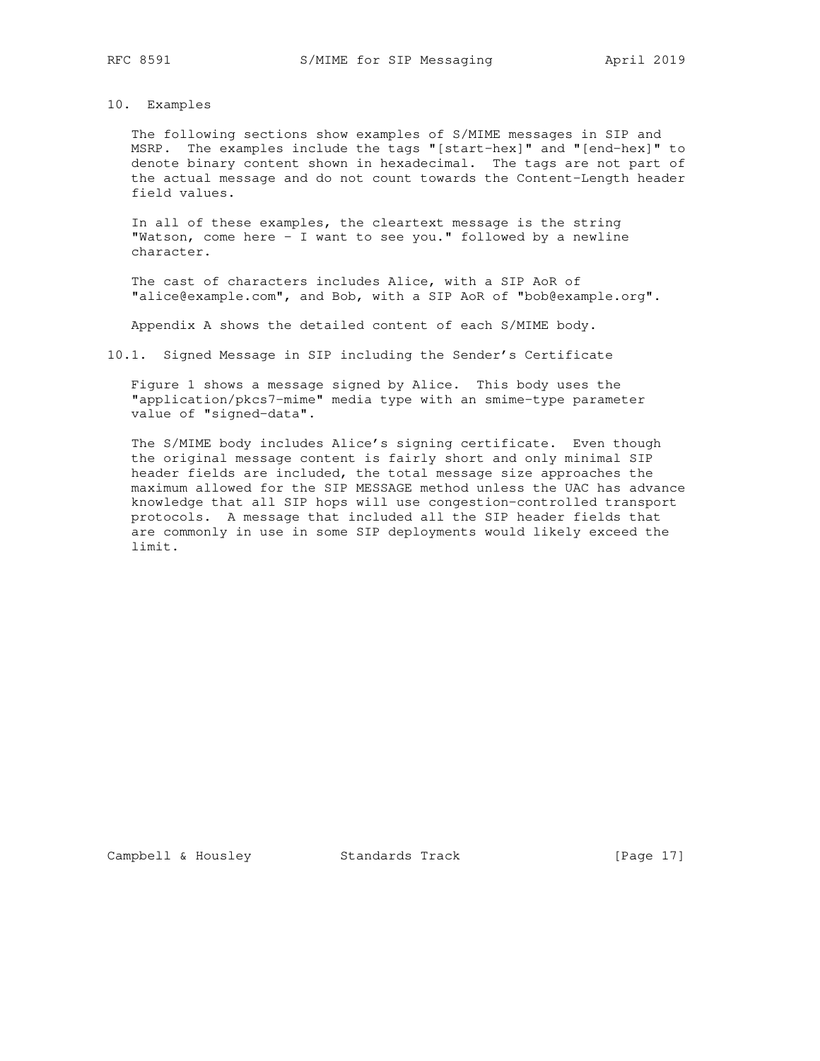## 10. Examples

The following sections show examples of S/MIME messages in SIP and MSRP. The examples include the tags "[start-hex]" and "[end-hex]" to denote binary content shown in hexadecimal. The tags are not part of the actual message and do not count towards the Content-Length header field values.

In all of these examples, the cleartext message is the string "Watson, come here - I want to see you." followed by a newline character.

The cast of characters includes Alice, with a SIP AoR of "alice@example.com", and Bob, with a SIP AoR of "bob@example.org".

Appendix A shows the detailed content of each S/MIME body.

### 10.1. Signed Message in SIP including the Sender's Certificate

Figure 1 shows a message signed by Alice. This body uses the "application/pkcs7-mime" media type with an smime-type parameter value of "signed-data".

The S/MIME body includes Alice's signing certificate. Even though the original message content is fairly short and only minimal SIP header fields are included, the total message size approaches the maximum allowed for the SIP MESSAGE method unless the UAC has advance knowledge that all SIP hops will use congestion-controlled transport protocols. A message that included all the SIP header fields that are commonly in use in some SIP deployments would likely exceed the limit.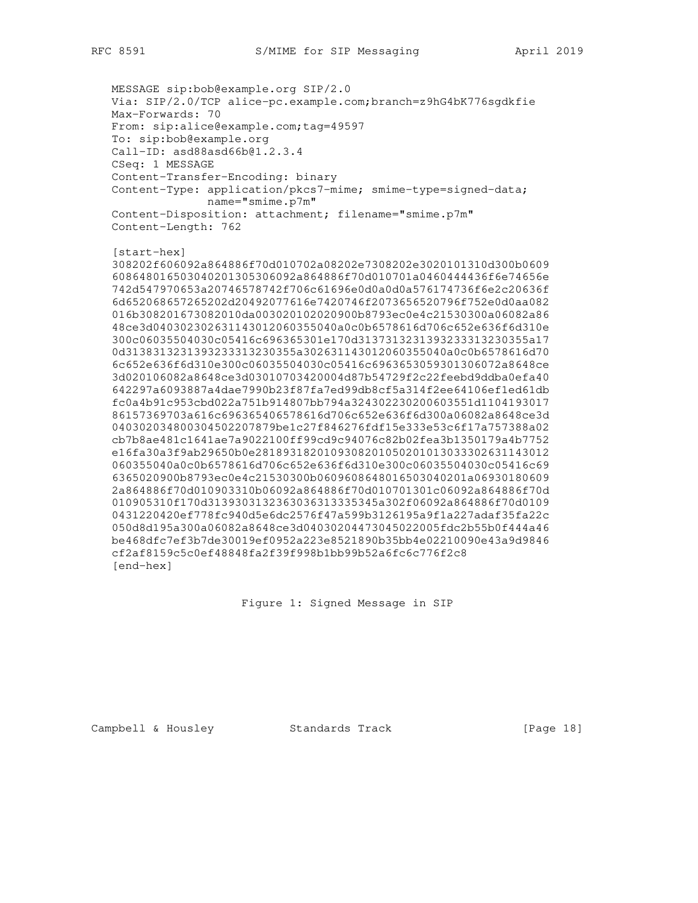```
MESSAGE sip:bob@example.org SIP/2.0
Via: SIP/2.0/TCP alice-pc.example.com;branch=z9hG4bK776sgdkfie
Max-Forwards: 70
From: sip:alice@example.com;tag=49597
To: sip:bob@example.org
Call-ID: asd88asd66b@1.2.3.4
CSeq: 1 MESSAGE
Content-Transfer-Encoding: binary
Content-Type: application/pkcs7-mime; smime-type=signed-data;
              name="smime.p7m"
Content-Disposition: attachment; filename="smime.p7m"
Content-Length: 762

[start-hex]
308202f606092a864886f70d010702a08202e7308202e3020101310d300b0609
608648016503040201305306092a864886f70d010701a0460444436f6e74656e
742d547970653a20746578742f706c61696e0d0a0d0a576174736f6e2c20636f
6d652068657265202d20492077616e7420746f2073656520796f752e0d0aa082
016b308201673082010da003020102020900b8793ec0e4c21530300a06082a86
48ce3d040302302631143012060355040a0c0b6578616d706c652e636f6d310e
300c06035504030c05416c696365301e170d3137313231393233313230355a17
0d3138313231393233313230355a3026311430120603550400a0c0b6578616d70
6c652e636f6d310e300c06035504030c05416c6963653059301306072a8648ce
3d020106082a8648ce3d03010703420004d87b54729f2c22feebd9ddba0efa40
642297a6093887a4dae7990b23f87fa7ed99db8cf5a314f2ee64106ef1ed61db
fc0a4b91c953cbd022a751b914807bb794a324302230200603551d1104193017
86157369703a616c696365406578616d706c652e636f6d300a06082a8648ce3d
0403020348003045022007879be1c27f846276fdf15e333e53c6f17a757388a02
cb7b8ae481c1641ae7a9022100ff99cd9c94076c82b02fea3b1350179a4b7752
e16fa30a3f9ab29650b0e2818931820109308201050201013033302631143012
060355040a0c0b6578616d706c652e636f6d310e300c06035504030c05416c69
6365020900b8793ec0e4c21530300b0609608648016503040201a06930180609
2a864886f70d010903310b06092a864886f70d010701301c06092a864886f70d
010905310f170d3139303132363036313335345a302f06092a864886f70d0109
0431220420ef778fc940d5e6dc2576f47a599b3126195a9f1a227adaf35fa22c
050d8d195a300a06082a8648ce3d04030204473045022005fdc2b55b0f444a46
be468dfc7ef3b7de30019ef0952a223e8521890b35bb4e02210090e43a9d9846
cf2af8159c5c0ef48848fa2f39f998b1bb99b52a6fc6c776f2c8
[end-hex]
```

Figure 1: Signed Message in SIP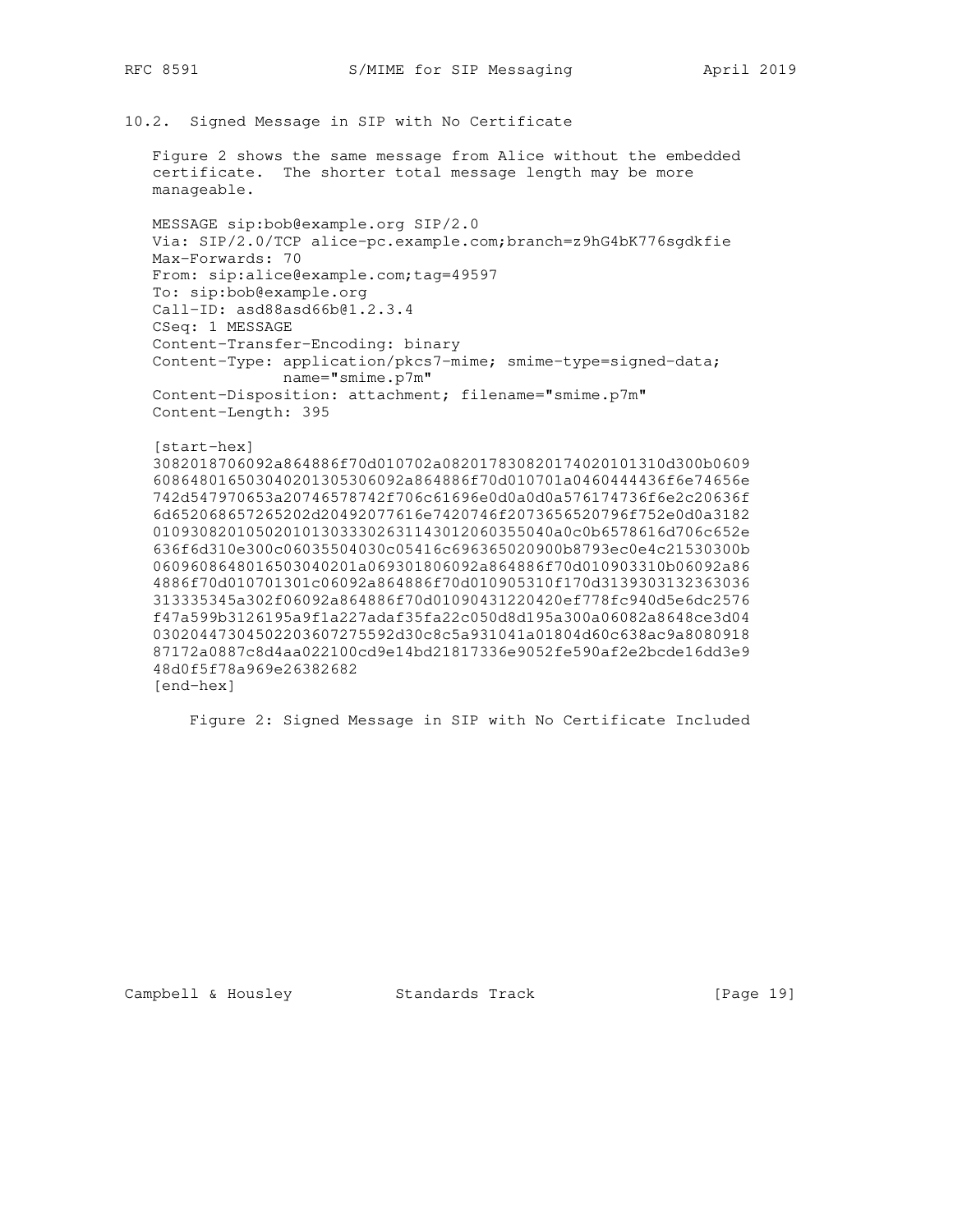## 10.2. Signed Message in SIP with No Certificate

Figure 2 shows the same message from Alice without the embedded certificate. The shorter total message length may be more manageable.

```
MESSAGE sip:bob@example.org SIP/2.0
Via: SIP/2.0/TCP alice-pc.example.com;branch=z9hG4bK776sgdkfie
Max-Forwards: 70
From: sip:alice@example.com;tag=49597
To: sip:bob@example.org
Call-ID: asd88asd66b@1.2.3.4
CSeq: 1 MESSAGE
Content-Transfer-Encoding: binary
Content-Type: application/pkcs7-mime; smime-type=signed-data;
              name="smime.p7m"
Content-Disposition: attachment; filename="smime.p7m"
Content-Length: 395

[start-hex]
3082018706092a864886f70d010702a082017830820174020101310d300b0609
608648016503040201305306092a864886f70d010701a0460444436f6e74656e
742d547970653a20746578742f706c61696e0d0a0d0a576174736f6e2c20636f
6d652068657265202d20492077616e7420746f2073656520796f752e0d0a3182
0109308201050201013033302631143012060355040a0c0b6578616d706c652e
636f6d310e300c06035504030c05416c696365020900b8793ec0e4c21530300b
0609608648016503040201a069301806092a864886f70d010903310b06092a86
4886f70d010701301c06092a864886f70d010905310f170d3139303132363036
313335345a302f06092a864886f70d01090431220420ef778fc940d5e6dc2576
f47a599b3126195a9f1a227adaf35fa22c050d8d195a300a06082a8648ce3d04
030204473045022036072755 92d30c8c5a931041a01804d60c638ac9a8080918
87172a0887c8d4aa022100cd9e14bd21817336e9052fe590af2e2bcde16dd3e9
48d0f5f78a969e26382682
[end-hex]
```

Figure 2: Signed Message in SIP with No Certificate Included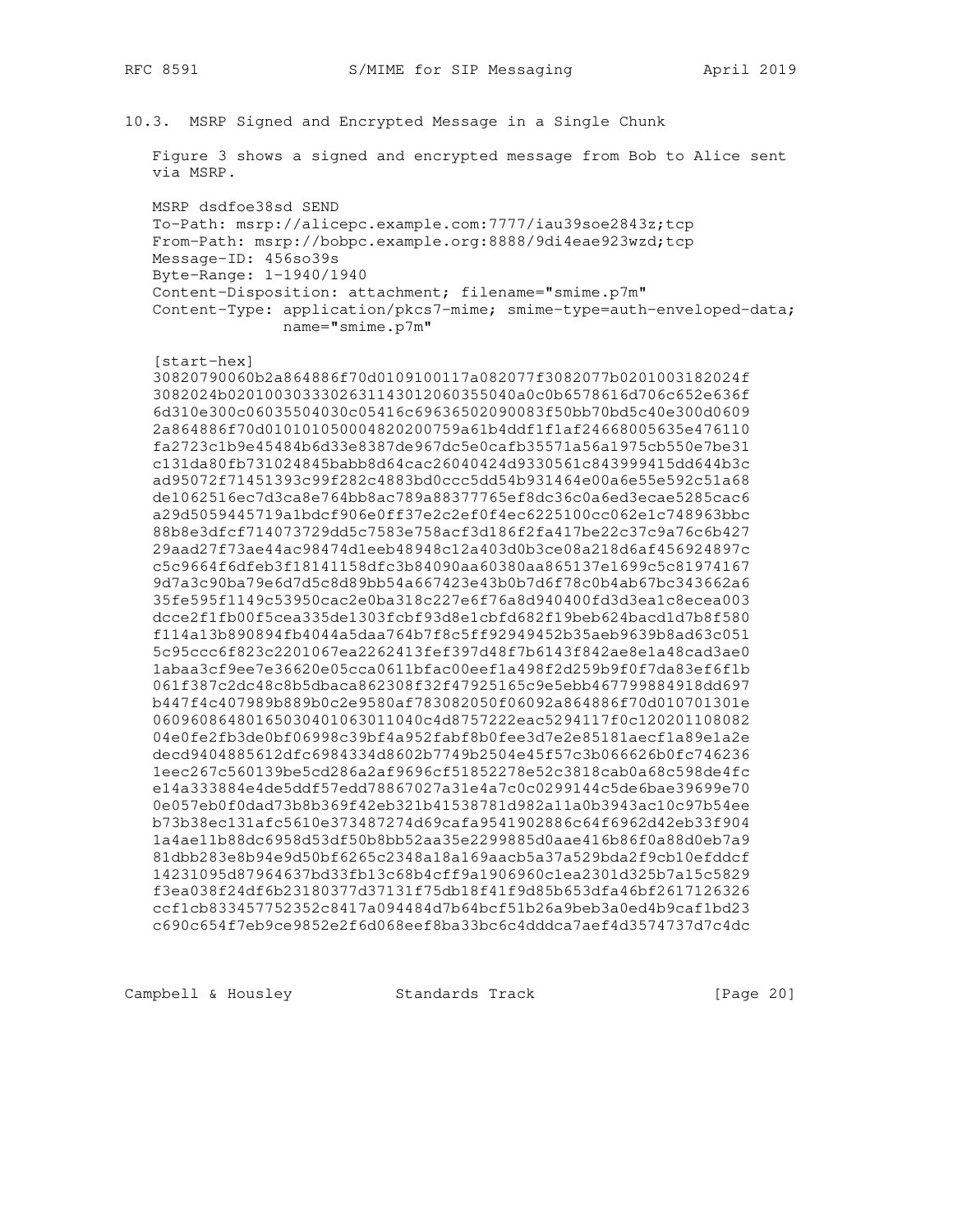## 10.3. MSRP Signed and Encrypted Message in a Single Chunk

Figure 3 shows a signed and encrypted message from Bob to Alice sent via MSRP.

```
MSRP dsdfoe38sd SEND
To-Path: msrp://alicepc.example.com:7777/iau39soe2843z;tcp
From-Path: msrp://bobpc.example.org:8888/9di4eae923wzd;tcp
Message-ID: 456so39s
Byte-Range: 1-1940/1940
Content-Disposition: attachment; filename="smime.p7m"
Content-Type: application/pkcs7-mime; smime-type=auth-enveloped-data;
              name="smime.p7m"

[start-hex]
30820790060b2a864886f70d0109100117a082077f3082077b0201003182024f
3082024b0201003033302631143012060355040a0c0b6578616d706c652e636f
6d310e300c06035504030c05416c69636502090083f50bb70bd5c40e300d0609
2a864886f70d01010105000482020075 9a61b4ddf1f1af24668005635e476110
fa2723c1b9e45484b6d33e8387de967dc5e0cafb35571a56a1975cb550e7be31
c131da80fb731024845babb8d64cac26040424d9330561c843999415dd644b3c
ad95072f71451393c99f282c4883bd0ccc5dd54b931464e00a6e55e592c51a68
de1062516ec7d3ca8e764bb8ac789a88377765ef8dc36c0a6ed3ecae5285cac6
a29d5059445719a1bdcf906e0ff37e2c2ef0f4ec6225100cc062e1c748963bbc
88b8e3dfcf714073729dd5c7583e758acf3d186f2fa417be22c37c9a76c6b427
29aad27f73ae44ac98474d1eeb48948c12a403d0b3ce08a218d6af456924897c
c5c9664f6dfeb3f18141158dfc3b84090aa60380aa865137e1699c5c81974167
9d7a3c90ba79e6d7d5c8d89bb54a667423e43b0b7d6f78c0b4ab67bc343662a6
35fe595f1149c53950cac2e0ba318c227e6f76a8d940400fd3d3ea1c8ecea003
dcce2f1fb00f5cea335de1303fcbf93d8e1cbfd682f19beb624bacd1d7b8f580
f114a13b890894fb4044a5daa764b7f8c5ff92949452b35aeb9639b8ad63c051
5c95ccc6f823c2201067ea2262413fef397d48f7b6143f842ae8e1a48cad3ae0
1abaa3cf9ee7e36620e05cca0611bfac00eef1a498f2d259b9f0f7da83ef6f1b
061f387c2dc48c8b5dbaca862308f32f47925165c9e5ebb467799884918dd697
b447f4c407989b889b0c2e9580af783082050f06092a864886f70d010701301e
060960864801650304010630110 40c4d8757222eac5294117f0c120201108082
04e0fe2fb3de0bf06998c39bf4a952fabf8b0fee3d7e2e85181aecf1a89e1a2e
decd9404885612dfc6984334d8602b7749b2504e45f57c3b066626b0fc746236
1eec267c560139be5cd286a2af9696cf51852278e52c3818cab0a68c598de4fc
e14a333884e4de5ddf57edd78867027a31e4a7c0c0299144c5de6bae39699e70
0e057eb0f0dad73b8b369f42eb321b41538781d982a11a0b3943ac10c97b54ee
b73b38ec131afc5610e373487274d69cafa9541902886c64f6962d42eb33f904
1a4ae11b88dc6958d53df50b8bb52aa35e2299885d0aae416b86f0a88d0eb7a9
81dbb283e8b94e9d50bf6265c2348a18a169aacb5a37a529bda2f9cb10efddcf
14231095d87964637bd33fb13c68b4cff9a1906960c1ea2301d325b7a15c5829
f3ea038f24df6b23180377d37131f75db18f41f9d85b653dfa46bf2617126326
ccf1cb833457752352c8417a094484d7b64bcf51b26a9beb3a0ed4b9caf1bd23
c690c654f7eb9ce9852e2f6d068eef8ba33bc6c4dddca7aef4d3574737d7c4dc
```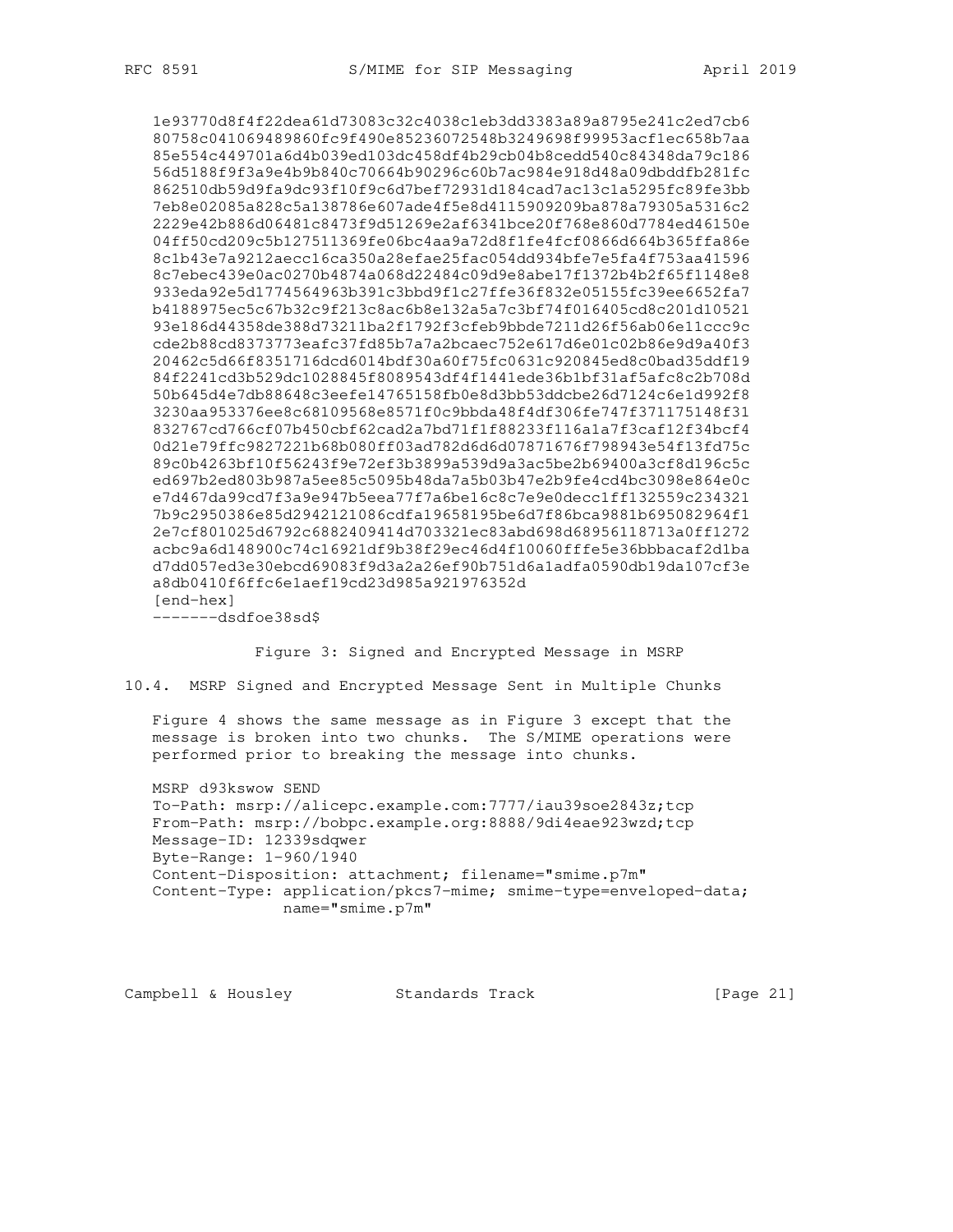```
1e93770d8f4f22dea61d73083c32c4038c1eb3dd3383a89a8795e241c2ed7cb6
80758c041069489860fc9f490e85236072548b3249698f99953acf1ec658b7aa
85e554c449701a6d4b039ed103dc458df4b29cb04b8cedd540c84348da79c186
56d5188f9f3a9e4b9b840c70664b90296c60b7ac984e918d48a09dbddfb281fc
862510db59d9fa9dc93f10f9c6d7bef72931d184cad7ac13c1a5295fc89fe3bb
7eb8e02085a828c5a138786e607ade4f5e8d4115909209ba878a79305a5316c2
2229e42b886d06481c8473f9d51269e2af6341bce20f768e860d7784ed46150e
04ff50cd209c5b127511369fe06bc4aa9a72d8f1fe4fcf0866d664b365ffa86e
8c1b43e7a9212aecc16ca350a28efae25fac054dd934bfe7e5fa4f753aa41596
8c7ebec439e0ac0270b4874a068d22484c09d9e8abe17f1372b4b2f65f1148e8
933eda92e5d1774564963b391c3bbd9f1c27ffe36f832e05155fc39ee6652fa7
b4188975ec5c67b32c9f213c8ac6b8e132a5a7c3bf74f016405cd8c201d10521
93e186d44358de388d73211ba2f1792f3cfeb9bbde7211d26f56ab06e11ccc9c
cde2b88cd8373773eafc37fd85b7a7a2bcaec752e617d6e01c02b86e9d9a40f3
20462c5d66f8351716dcd6014bdf30a60f75fc0631c920845ed8c0bad35ddf19
84f2241cd3b529dc1028845f8089543df4f1441ede36b1bf31af5afc8c2b708d
50b645d4e7db88648c3eefe14765158fb0e8d3bb53ddcbe26d7124c6e1d992f8
3230aa953376ee8c68109568e8571f0c9bbda48f4df306fe747f371175148f31
832767cd766cf07b450cbf62cad2a7bd71f1f88233f116a1a7f3caf12f34bcf4
0d21e79ffc9827221b68b080ff03ad782d6d6d07871676f798943e54f13fd75c
89c0b4263bf10f56243f9e72ef3b3899a539d9a3ac5be2b69400a3cf8d196c5c
ed697b2ed803b987a5ee85c5095b48da7a5b03b47e2b9fe4cd4bc3098e864e0c
e7d467da99cd7f3a9e947b5eea77f7a6be16c8c7e9e0decc1ff132559c234321
7b9c2950386e85d2942121086cdfa19658195be6d7f86bca9881b695082964f1
2e7cf801025d6792c6882409414d703321ec83abd698d68956118713a0ff1272
acbc9a6d148900c74c16921df9b38f29ec46d4f10060fffe5e36bbbacaf2d1ba
d7dd057ed3e30ebcd69083f9d3a2a26ef90b751d6a1adfa0590db19da107cf3e
a8db0410f6ffc6e1aef19cd23d985a921976352d
[end-hex]
-------dsdfoe38sd$
```

Figure 3: Signed and Encrypted Message in MSRP

### 10.4. MSRP Signed and Encrypted Message Sent in Multiple Chunks

Figure 4 shows the same message as in Figure 3 except that the message is broken into two chunks. The S/MIME operations were performed prior to breaking the message into chunks.

```
MSRP d93kswow SEND
To-Path: msrp://alicepc.example.com:7777/iau39soe2843z;tcp
From-Path: msrp://bobpc.example.org:8888/9di4eae923wzd;tcp
Message-ID: 12339sdqwer
Byte-Range: 1-960/1940
Content-Disposition: attachment; filename="smime.p7m"
Content-Type: application/pkcs7-mime; smime-type=enveloped-data;
              name="smime.p7m"
```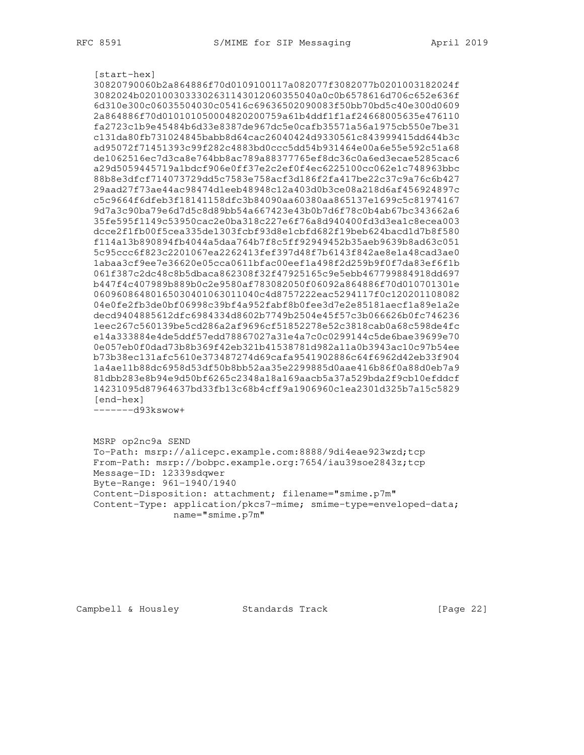```
[start-hex]
30820790060b2a864886f70d0109100117a082077f3082077b0201003182024f
3082024b0201003033302631143012060355040a0c0b6578616d706c652e636f
6d310e300c06035504030c05416c69636502090083f50bb70bd5c40e300d0609
2a864886f70d01010105000482020759a61b4ddf1f1af24668005635e476110
fa2723c1b9e45484b6d33e8387de967dc5e0cafb35571a56a1975cb550e7be31
c131da80fb731024845babb8d64cac26040424d9330561c843999415dd644b3c
ad95072f71451393c99f282c4883bd0ccc5dd54b931464e00a6e55e592c51a68
de1062516ec7d3ca8e764bb8ac789a88377765ef8dc36c0a6ed3ecae5285cac6
a29d5059445719a1bdcf906e0ff37e2c2ef0f4ec6225100cc062e1c748963bbc
88b8e3dfcf714073729dd5c7583e758acf3d186f2fa417be22c37c9a76c6b427
29aad27f73ae44ac98474d1eeb48948c12a403d0b3ce08a218d6af456924897c
c5c9664f6dfeb3f18141158dfc3b84090aa60380aa865137e1699c5c81974167
9d7a3c90ba79e6d7d5c8d89bb54a667423e43b0b7d6f78c0b4ab67bc343662a6
35fe595f1149c53950cac2e0ba318c227e6f76a8d940400fd3d3ea1c8ecea003
dcce2f1fb00f5cea335de1303fcbf93d8e1cbfd682f19beb624bacd1d7b8f580
f114a13b890894fb4044a5daa764b7f8c5ff92949452b35aeb9639b8ad63c051
5c95ccc6f823c2201067ea2262413fef397d48f7b6143f842ae8e1a48cad3ae0
1abaa3cf9ee7e36620e05cca0611bfac00eef1a498f2d259b9f0f7da83ef6f1b
061f387c2dc48c8b5dbaca862308f32f47925165c9e5ebb467799884918dd697
b447f4c407989b889b0c2e9580af783082050f06092a864886f70d010701301e
060960864801650304010630110404c4d8757222eac5294117f0c120201108082
04e0fe2fb3de0bf06998c39bf4a952fabf8b0fee3d7e2e85181aecf1a89e1a2e
decd9404885612dfc6984334d8602b7749b2504e45f57c3b066626b0fc746236
1eec267c560139be5cd286a2af9696cf51852278e52c3818cab0a68c598de4fc
e14a333884e4de5ddf57edd78867027a31e4a7c0c0299144c5de6bae39699e70
0e057eb0f0dad73b8b369f42eb321b41538781d982a11a0b3943ac10c97b54ee
b73b38ec131afc5610e373487274d69cafa9541902886c64f6962d42eb33f904
1a4ae11b88dc6958d53df50b8bb52aa35e2299885d0aae416b86f0a88d0eb7a9
81dbb283e8b94e9d50bf6265c2348a18a169aacb5a37a529bda2f9cb10efddcf
14231095d87964637bd33fb13c68b4cff9a1906960c1ea2301d325b7a15c5829
[end-hex]
-------d93kswow+


MSRP op2nc9a SEND
To-Path: msrp://alicepc.example.com:8888/9di4eae923wzd;tcp
From-Path: msrp://bobpc.example.org:7654/iau39soe2843z;tcp
Message-ID: 12339sdqwer
Byte-Range: 961-1940/1940
Content-Disposition: attachment; filename="smime.p7m"
Content-Type: application/pkcs7-mime; smime-type=enveloped-data;
              name="smime.p7m"
```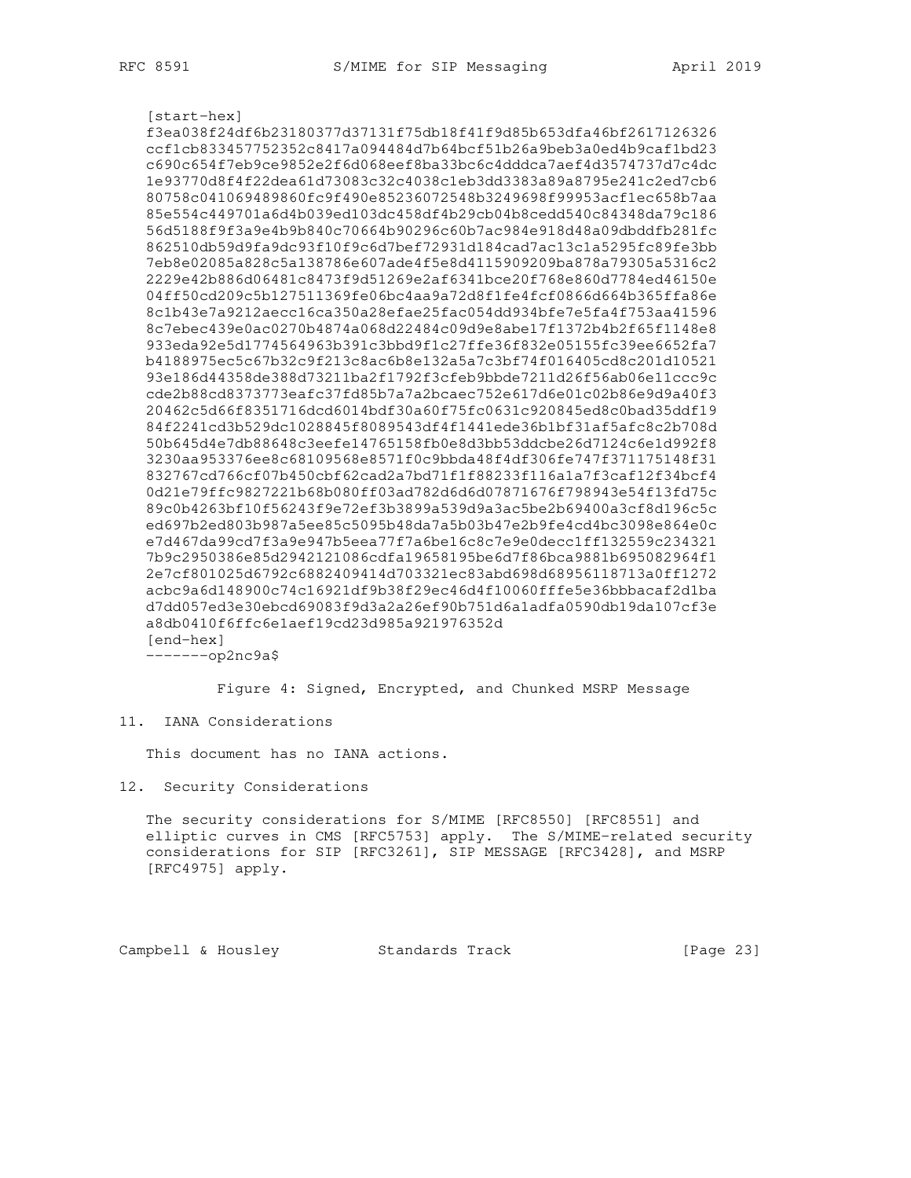```
[start-hex]
f3ea038f24df6b23180377d37131f75db18f41f9d85b653dfa46bf2617126326
ccf1cb833457752352c8417a094484d7b64bcf51b26a9beb3a0ed4b9caf1bd23
c690c654f7eb9ce9852e2f6d068eef8ba33bc6c4dddca7aef4d3574737d7c4dc
1e93770d8f4f22dea61d73083c32c4038c1eb3dd3383a89a8795e241c2ed7cb6
80758c041069489860fc9f490e85236072548b3249698f99953acf1ec658b7aa
85e554c449701a6d4b039ed103dc458df4b29cb04b8cedd540c84348da79c186
56d5188f9f3a9e4b9b840c70664b90296c60b7ac984e918d48a09dbddfb281fc
862510db59d9fa9dc93f10f9c6d7bef72931d184cad7ac13c1a5295fc89fe3bb
7eb8e02085a828c5a138786e607ade4f5e8d4115909209ba878a79305a5316c2
2229e42b886d06481c8473f9d51269e2af6341bce20f768e860d7784ed46150e
04ff50cd209c5b127511369fe06bc4aa9a72d8f1fe4fcf0866d664b365ffa86e
8c1b43e7a9212aecc16ca350a28efae25fac054dd934bfe7e5fa4f753aa41596
8c7ebec439e0ac0270b4874a068d22484c09d9e8abe17f1372b4b2f65f1148e8
933eda92e5d1774564963b391c3bbd9f1c27ffe36f832e05155fc39ee6652fa7
b4188975ec5c67b32c9f213c8ac6b8e132a5a7c3bf74f016405cd8c201d10521
93e186d44358de388d73211ba2f1792f3cfeb9bbde7211d26f56ab06e11ccc9c
cde2b88cd8373773eafc37fd85b7a7a2bcaec752e617d6e01c02b86e9d9a40f3
20462c5d66f8351716dcd6014bdf30a60f75fc0631c920845ed8c0bad35ddf19
84f2241cd3b529dc1028845f8089543df4f1441ede36b1bf31af5afc8c2b708d
50b645d4e7db88648c3eefe14765158fb0e8d3bb53ddcbe26d7124c6e1d992f8
3230aa953376ee8c68109568e8571f0c9bbda48f4df306fe747f371175148f31
832767cd766cf07b450cbf62cad2a7bd71f1f88233f116a1a7f3caf12f34bcf4
0d21e79ffc9827221b68b080ff03ad782d6d6d07871676f798943e54f13fd75c
89c0b4263bf10f56243f9e72ef3b3899a539d9a3ac5be2b69400a3cf8d196c5c
ed697b2ed803b987a5ee85c5095b48da7a5b03b47e2b9fe4cd4bc3098e864e0c
e7d467da99cd7f3a9e947b5eea77f7a6be16c8c7e9e0decc1ff132559c234321
7b9c2950386e85d2942121086cdfa19658195be6d7f86bca9881b695082964f1
2e7cf801025d6792c6882409414d703321ec83abd698d68956118713a0ff1272
acbc9a6d148900c74c16921df9b38f29ec46d4f10060fffe5e36bbbacaf2d1ba
d7dd057ed3e30ebcd69083f9d3a2a26ef90b751d6a1adfa0590db19da107cf3e
a8db0410f6ffc6e1aef19cd23d985a921976352d
[end-hex]
-------op2nc9a$
```

Figure 4: Signed, Encrypted, and Chunked MSRP Message

## 11. IANA Considerations

This document has no IANA actions.

## 12. Security Considerations

The security considerations for S/MIME [RFC8550] [RFC8551] and elliptic curves in CMS [RFC5753] apply. The S/MIME-related security considerations for SIP [RFC3261], SIP MESSAGE [RFC3428], and MSRP [RFC4975] apply.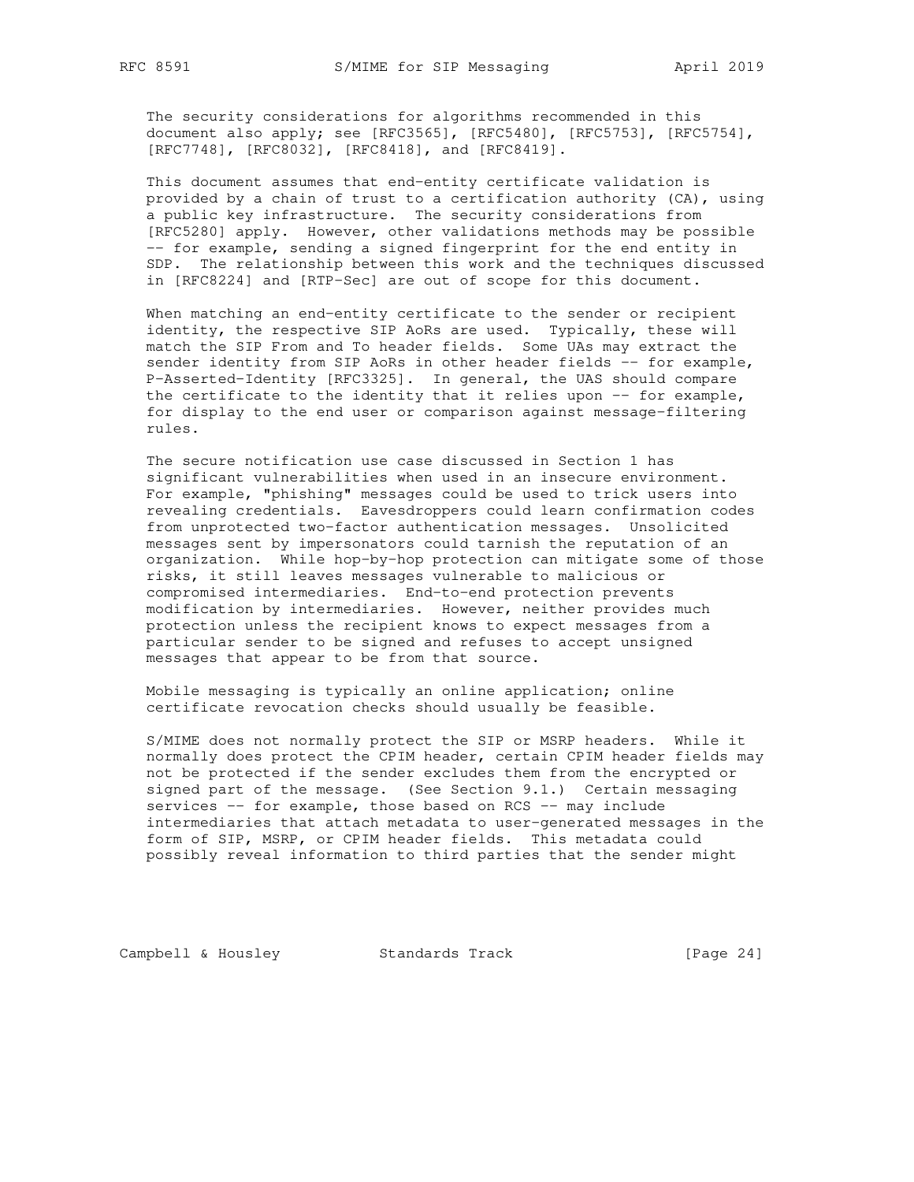The security considerations for algorithms recommended in this document also apply; see [RFC3565], [RFC5480], [RFC5753], [RFC5754], [RFC7748], [RFC8032], [RFC8418], and [RFC8419].

This document assumes that end-entity certificate validation is provided by a chain of trust to a certification authority (CA), using a public key infrastructure. The security considerations from [RFC5280] apply. However, other validations methods may be possible -- for example, sending a signed fingerprint for the end entity in SDP. The relationship between this work and the techniques discussed in [RFC8224] and [RTP-Sec] are out of scope for this document.

When matching an end-entity certificate to the sender or recipient identity, the respective SIP AoRs are used. Typically, these will match the SIP From and To header fields. Some UAs may extract the sender identity from SIP AoRs in other header fields -- for example, P-Asserted-Identity [RFC3325]. In general, the UAS should compare the certificate to the identity that it relies upon -- for example, for display to the end user or comparison against message-filtering rules.

The secure notification use case discussed in Section 1 has significant vulnerabilities when used in an insecure environment. For example, "phishing" messages could be used to trick users into revealing credentials. Eavesdroppers could learn confirmation codes from unprotected two-factor authentication messages. Unsolicited messages sent by impersonators could tarnish the reputation of an organization. While hop-by-hop protection can mitigate some of those risks, it still leaves messages vulnerable to malicious or compromised intermediaries. End-to-end protection prevents modification by intermediaries. However, neither provides much protection unless the recipient knows to expect messages from a particular sender to be signed and refuses to accept unsigned messages that appear to be from that source.

Mobile messaging is typically an online application; online certificate revocation checks should usually be feasible.

S/MIME does not normally protect the SIP or MSRP headers. While it normally does protect the CPIM header, certain CPIM header fields may not be protected if the sender excludes them from the encrypted or signed part of the message. (See Section 9.1.) Certain messaging services -- for example, those based on RCS -- may include intermediaries that attach metadata to user-generated messages in the form of SIP, MSRP, or CPIM header fields. This metadata could possibly reveal information to third parties that the sender might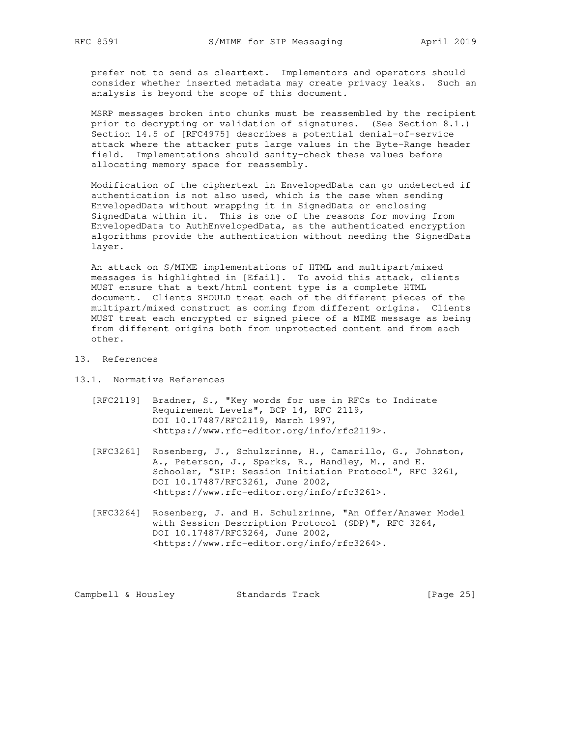prefer not to send as cleartext. Implementors and operators should consider whether inserted metadata may create privacy leaks. Such an analysis is beyond the scope of this document.

MSRP messages broken into chunks must be reassembled by the recipient prior to decrypting or validation of signatures. (See Section 8.1.) Section 14.5 of [RFC4975] describes a potential denial-of-service attack where the attacker puts large values in the Byte-Range header field. Implementations should sanity-check these values before allocating memory space for reassembly.

Modification of the ciphertext in EnvelopedData can go undetected if authentication is not also used, which is the case when sending EnvelopedData without wrapping it in SignedData or enclosing SignedData within it. This is one of the reasons for moving from EnvelopedData to AuthEnvelopedData, as the authenticated encryption algorithms provide the authentication without needing the SignedData layer.

An attack on S/MIME implementations of HTML and multipart/mixed messages is highlighted in [Efail]. To avoid this attack, clients MUST ensure that a text/html content type is a complete HTML document. Clients SHOULD treat each of the different pieces of the multipart/mixed construct as coming from different origins. Clients MUST treat each encrypted or signed piece of a MIME message as being from different origins both from unprotected content and from each other.

## 13. References

### 13.1. Normative References

[RFC2119] Bradner, S., "Key words for use in RFCs to Indicate Requirement Levels", BCP 14, RFC 2119, DOI 10.17487/RFC2119, March 1997, <https://www.rfc-editor.org/info/rfc2119>.

[RFC3261] Rosenberg, J., Schulzrinne, H., Camarillo, G., Johnston, A., Peterson, J., Sparks, R., Handley, M., and E. Schooler, "SIP: Session Initiation Protocol", RFC 3261, DOI 10.17487/RFC3261, June 2002, <https://www.rfc-editor.org/info/rfc3261>.

[RFC3264] Rosenberg, J. and H. Schulzrinne, "An Offer/Answer Model with Session Description Protocol (SDP)", RFC 3264, DOI 10.17487/RFC3264, June 2002, <https://www.rfc-editor.org/info/rfc3264>.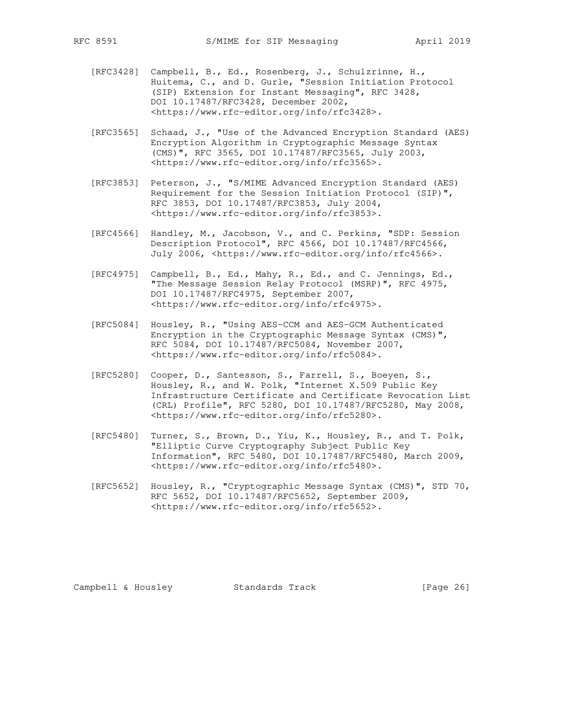[RFC3428] Campbell, B., Ed., Rosenberg, J., Schulzrinne, H., Huitema, C., and D. Gurle, "Session Initiation Protocol (SIP) Extension for Instant Messaging", RFC 3428, DOI 10.17487/RFC3428, December 2002, <https://www.rfc-editor.org/info/rfc3428>.

[RFC3565] Schaad, J., "Use of the Advanced Encryption Standard (AES) Encryption Algorithm in Cryptographic Message Syntax (CMS)", RFC 3565, DOI 10.17487/RFC3565, July 2003, <https://www.rfc-editor.org/info/rfc3565>.

[RFC3853] Peterson, J., "S/MIME Advanced Encryption Standard (AES) Requirement for the Session Initiation Protocol (SIP)", RFC 3853, DOI 10.17487/RFC3853, July 2004, <https://www.rfc-editor.org/info/rfc3853>.

[RFC4566] Handley, M., Jacobson, V., and C. Perkins, "SDP: Session Description Protocol", RFC 4566, DOI 10.17487/RFC4566, July 2006, <https://www.rfc-editor.org/info/rfc4566>.

[RFC4975] Campbell, B., Ed., Mahy, R., Ed., and C. Jennings, Ed., "The Message Session Relay Protocol (MSRP)", RFC 4975, DOI 10.17487/RFC4975, September 2007, <https://www.rfc-editor.org/info/rfc4975>.

[RFC5084] Housley, R., "Using AES-CCM and AES-GCM Authenticated Encryption in the Cryptographic Message Syntax (CMS)", RFC 5084, DOI 10.17487/RFC5084, November 2007, <https://www.rfc-editor.org/info/rfc5084>.

[RFC5280] Cooper, D., Santesson, S., Farrell, S., Boeyen, S., Housley, R., and W. Polk, "Internet X.509 Public Key Infrastructure Certificate and Certificate Revocation List (CRL) Profile", RFC 5280, DOI 10.17487/RFC5280, May 2008, <https://www.rfc-editor.org/info/rfc5280>.

[RFC5480] Turner, S., Brown, D., Yiu, K., Housley, R., and T. Polk, "Elliptic Curve Cryptography Subject Public Key Information", RFC 5480, DOI 10.17487/RFC5480, March 2009, <https://www.rfc-editor.org/info/rfc5480>.

[RFC5652] Housley, R., "Cryptographic Message Syntax (CMS)", STD 70, RFC 5652, DOI 10.17487/RFC5652, September 2009, <https://www.rfc-editor.org/info/rfc5652>.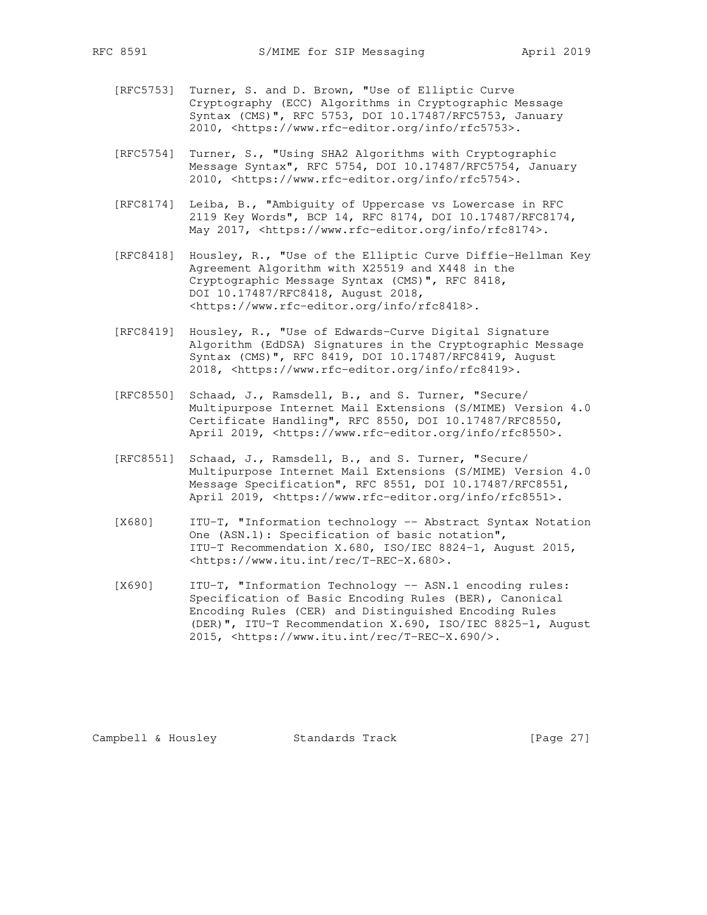[RFC5753] Turner, S. and D. Brown, "Use of Elliptic Curve Cryptography (ECC) Algorithms in Cryptographic Message Syntax (CMS)", RFC 5753, DOI 10.17487/RFC5753, January 2010, <https://www.rfc-editor.org/info/rfc5753>.

[RFC5754] Turner, S., "Using SHA2 Algorithms with Cryptographic Message Syntax", RFC 5754, DOI 10.17487/RFC5754, January 2010, <https://www.rfc-editor.org/info/rfc5754>.

[RFC8174] Leiba, B., "Ambiguity of Uppercase vs Lowercase in RFC 2119 Key Words", BCP 14, RFC 8174, DOI 10.17487/RFC8174, May 2017, <https://www.rfc-editor.org/info/rfc8174>.

[RFC8418] Housley, R., "Use of the Elliptic Curve Diffie-Hellman Key Agreement Algorithm with X25519 and X448 in the Cryptographic Message Syntax (CMS)", RFC 8418, DOI 10.17487/RFC8418, August 2018, <https://www.rfc-editor.org/info/rfc8418>.

[RFC8419] Housley, R., "Use of Edwards-Curve Digital Signature Algorithm (EdDSA) Signatures in the Cryptographic Message Syntax (CMS)", RFC 8419, DOI 10.17487/RFC8419, August 2018, <https://www.rfc-editor.org/info/rfc8419>.

[RFC8550] Schaad, J., Ramsdell, B., and S. Turner, "Secure/Multipurpose Internet Mail Extensions (S/MIME) Version 4.0 Certificate Handling", RFC 8550, DOI 10.17487/RFC8550, April 2019, <https://www.rfc-editor.org/info/rfc8550>.

[RFC8551] Schaad, J., Ramsdell, B., and S. Turner, "Secure/Multipurpose Internet Mail Extensions (S/MIME) Version 4.0 Message Specification", RFC 8551, DOI 10.17487/RFC8551, April 2019, <https://www.rfc-editor.org/info/rfc8551>.

[X680] ITU-T, "Information technology -- Abstract Syntax Notation One (ASN.1): Specification of basic notation", ITU-T Recommendation X.680, ISO/IEC 8824-1, August 2015, <https://www.itu.int/rec/T-REC-X.680>.

[X690] ITU-T, "Information Technology -- ASN.1 encoding rules: Specification of Basic Encoding Rules (BER), Canonical Encoding Rules (CER) and Distinguished Encoding Rules (DER)", ITU-T Recommendation X.690, ISO/IEC 8825-1, August 2015, <https://www.itu.int/rec/T-REC-X.690/>.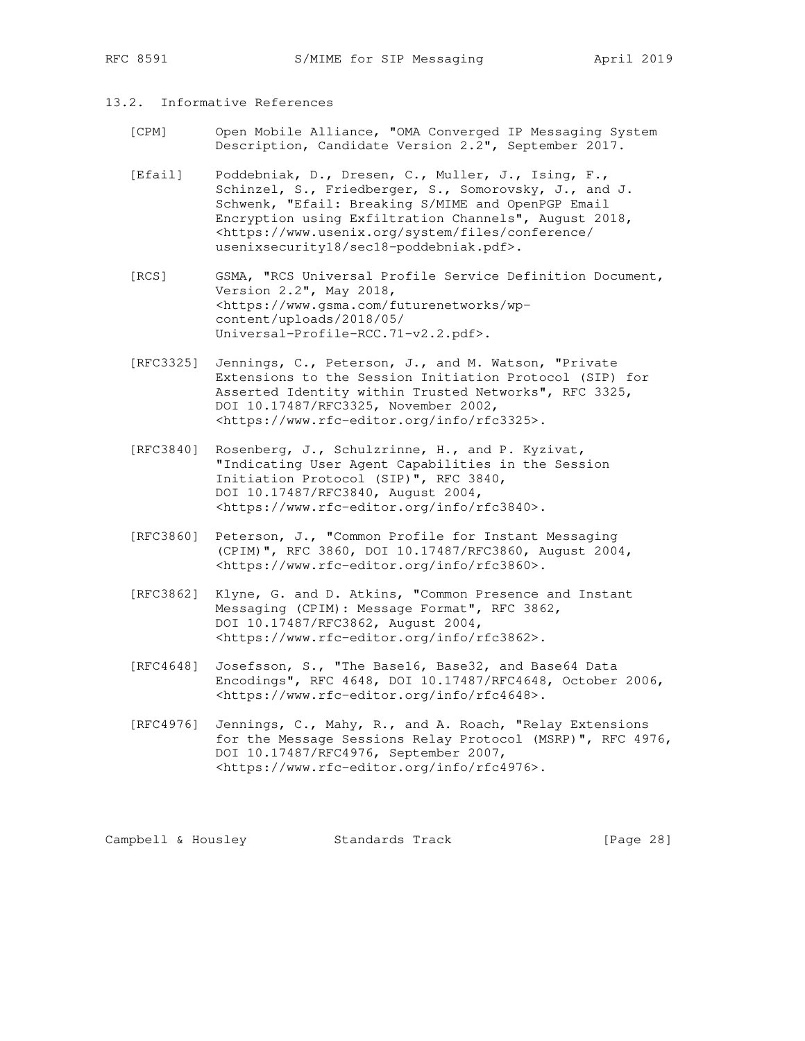### 13.2. Informative References

[CPM] Open Mobile Alliance, "OMA Converged IP Messaging System Description, Candidate Version 2.2", September 2017.

[Efail] Poddebniak, D., Dresen, C., Muller, J., Ising, F., Schinzel, S., Friedberger, S., Somorovsky, J., and J. Schwenk, "Efail: Breaking S/MIME and OpenPGP Email Encryption using Exfiltration Channels", August 2018, <https://www.usenix.org/system/files/conference/usenixsecurity18/sec18-poddebniak.pdf>.

[RCS] GSMA, "RCS Universal Profile Service Definition Document, Version 2.2", May 2018, <https://www.gsma.com/futurenetworks/wp-content/uploads/2018/05/Universal-Profile-RCC.71-v2.2.pdf>.

[RFC3325] Jennings, C., Peterson, J., and M. Watson, "Private Extensions to the Session Initiation Protocol (SIP) for Asserted Identity within Trusted Networks", RFC 3325, DOI 10.17487/RFC3325, November 2002, <https://www.rfc-editor.org/info/rfc3325>.

[RFC3840] Rosenberg, J., Schulzrinne, H., and P. Kyzivat, "Indicating User Agent Capabilities in the Session Initiation Protocol (SIP)", RFC 3840, DOI 10.17487/RFC3840, August 2004, <https://www.rfc-editor.org/info/rfc3840>.

[RFC3860] Peterson, J., "Common Profile for Instant Messaging (CPIM)", RFC 3860, DOI 10.17487/RFC3860, August 2004, <https://www.rfc-editor.org/info/rfc3860>.

[RFC3862] Klyne, G. and D. Atkins, "Common Presence and Instant Messaging (CPIM): Message Format", RFC 3862, DOI 10.17487/RFC3862, August 2004, <https://www.rfc-editor.org/info/rfc3862>.

[RFC4648] Josefsson, S., "The Base16, Base32, and Base64 Data Encodings", RFC 4648, DOI 10.17487/RFC4648, October 2006, <https://www.rfc-editor.org/info/rfc4648>.

[RFC4976] Jennings, C., Mahy, R., and A. Roach, "Relay Extensions for the Message Sessions Relay Protocol (MSRP)", RFC 4976, DOI 10.17487/RFC4976, September 2007, <https://www.rfc-editor.org/info/rfc4976>.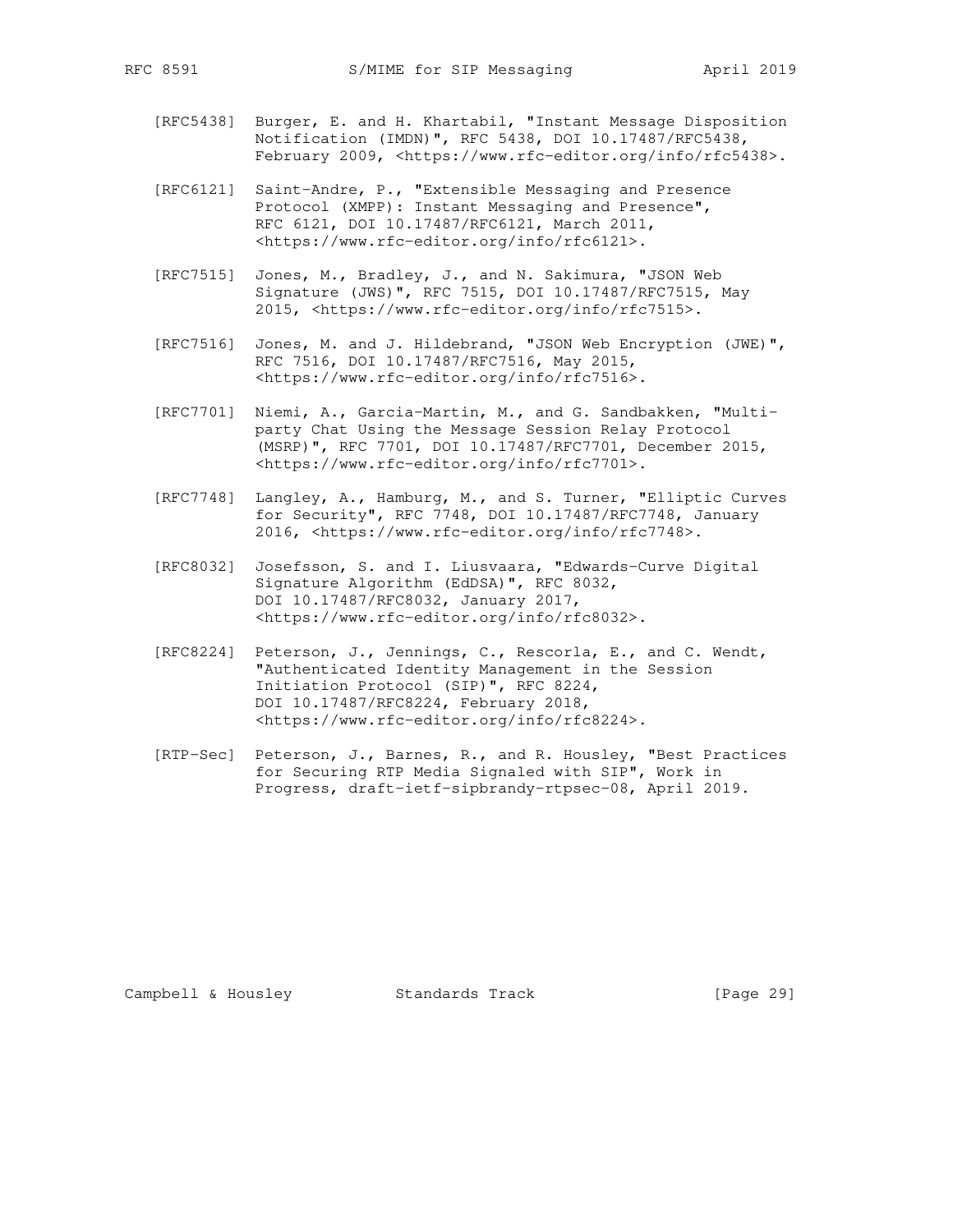[RFC5438] Burger, E. and H. Khartabil, "Instant Message Disposition Notification (IMDN)", RFC 5438, DOI 10.17487/RFC5438, February 2009, <https://www.rfc-editor.org/info/rfc5438>.

[RFC6121] Saint-Andre, P., "Extensible Messaging and Presence Protocol (XMPP): Instant Messaging and Presence", RFC 6121, DOI 10.17487/RFC6121, March 2011, <https://www.rfc-editor.org/info/rfc6121>.

[RFC7515] Jones, M., Bradley, J., and N. Sakimura, "JSON Web Signature (JWS)", RFC 7515, DOI 10.17487/RFC7515, May 2015, <https://www.rfc-editor.org/info/rfc7515>.

[RFC7516] Jones, M. and J. Hildebrand, "JSON Web Encryption (JWE)", RFC 7516, DOI 10.17487/RFC7516, May 2015, <https://www.rfc-editor.org/info/rfc7516>.

[RFC7701] Niemi, A., Garcia-Martin, M., and G. Sandbakken, "Multi-party Chat Using the Message Session Relay Protocol (MSRP)", RFC 7701, DOI 10.17487/RFC7701, December 2015, <https://www.rfc-editor.org/info/rfc7701>.

[RFC7748] Langley, A., Hamburg, M., and S. Turner, "Elliptic Curves for Security", RFC 7748, DOI 10.17487/RFC7748, January 2016, <https://www.rfc-editor.org/info/rfc7748>.

[RFC8032] Josefsson, S. and I. Liusvaara, "Edwards-Curve Digital Signature Algorithm (EdDSA)", RFC 8032, DOI 10.17487/RFC8032, January 2017, <https://www.rfc-editor.org/info/rfc8032>.

[RFC8224] Peterson, J., Jennings, C., Rescorla, E., and C. Wendt, "Authenticated Identity Management in the Session Initiation Protocol (SIP)", RFC 8224, DOI 10.17487/RFC8224, February 2018, <https://www.rfc-editor.org/info/rfc8224>.

[RTP-Sec] Peterson, J., Barnes, R., and R. Housley, "Best Practices for Securing RTP Media Signaled with SIP", Work in Progress, draft-ietf-sipbrandy-rtpsec-08, April 2019.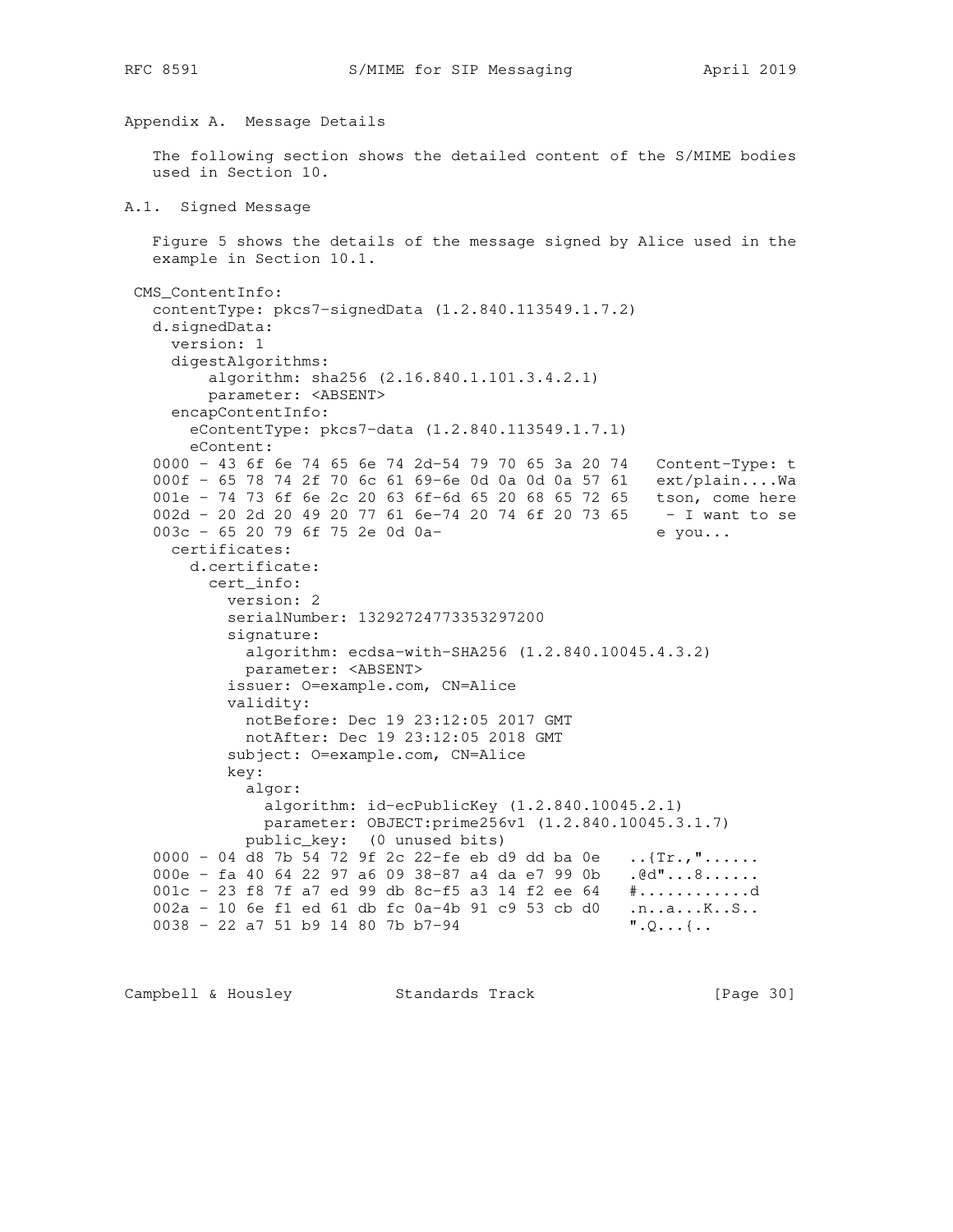## Appendix A. Message Details

The following section shows the detailed content of the S/MIME bodies used in Section 10.

### A.1. Signed Message

Figure 5 shows the details of the message signed by Alice used in the example in Section 10.1.

```
 CMS_ContentInfo:
   contentType: pkcs7-signedData (1.2.840.113549.1.7.2)
   d.signedData:
     version: 1
     digestAlgorithms:
         algorithm: sha256 (2.16.840.1.101.3.4.2.1)
         parameter: <ABSENT>
     encapContentInfo:
       eContentType: pkcs7-data (1.2.840.113549.1.7.1)
       eContent:
   0000 - 43 6f 6e 74 65 6e 74 2d-54 79 70 65 3a 20 74   Content-Type: t
   000f - 65 78 74 2f 70 6c 61 69-6e 0d 0a 0d 0a 57 61   ext/plain....Wa
   001e - 74 73 6f 6e 2c 20 63 6f-6d 65 20 68 65 72 65   tson, come here
   002d - 20 2d 20 49 20 77 61 6e-74 20 74 6f 20 73 65    - I want to se
   003c - 65 20 79 6f 75 2e 0d 0a-                        e you...
     certificates:
       d.certificate:
         cert_info:
           version: 2
           serialNumber: 13292724773353297200
           signature:
             algorithm: ecdsa-with-SHA256 (1.2.840.10045.4.3.2)
             parameter: <ABSENT>
           issuer: O=example.com, CN=Alice
           validity:
             notBefore: Dec 19 23:12:05 2017 GMT
             notAfter: Dec 19 23:12:05 2018 GMT
           subject: O=example.com, CN=Alice
           key:
             algor:
               algorithm: id-ecPublicKey (1.2.840.10045.2.1)
               parameter: OBJECT:prime256v1 (1.2.840.10045.3.1.7)
             public_key:  (0 unused bits)
   0000 - 04 d8 7b 54 72 9f 2c 22-fe eb d9 dd ba 0e   ..{Tr.,"......
   000e - fa 40 64 22 97 a6 09 38-87 a4 da e7 99 0b   .@d"...8......
   001c - 23 f8 7f a7 ed 99 db 8c-f5 a3 14 f2 ee 64   #............d
   002a - 10 6e f1 ed 61 db fc 0a-4b 91 c9 53 cb d0   .n..a...K..S..
   0038 - 22 a7 51 b9 14 80 7b b7-94                  ".Q...{..
```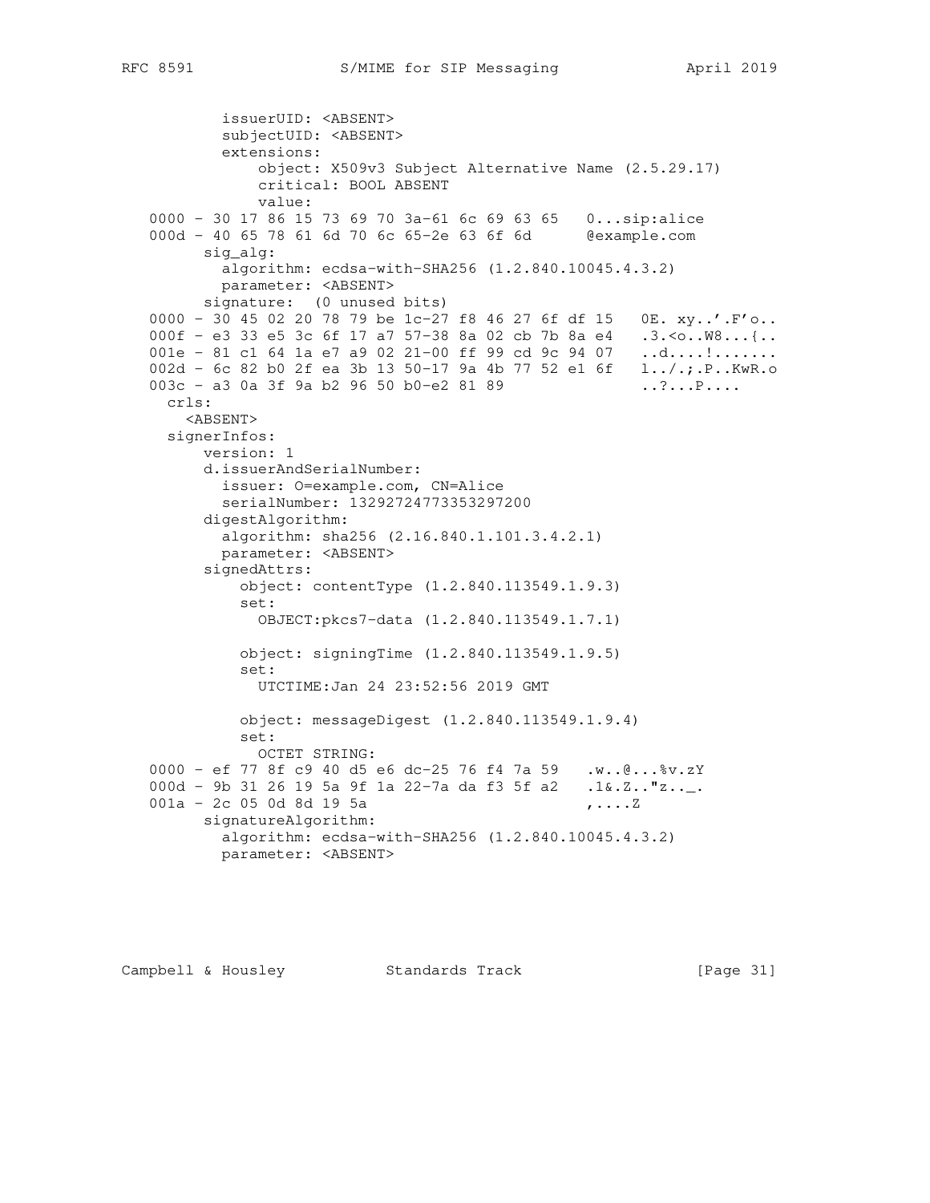```
          issuerUID: <ABSENT>
          subjectUID: <ABSENT>
          extensions:
              object: X509v3 Subject Alternative Name (2.5.29.17)
              critical: BOOL ABSENT
              value:
   0000 - 30 17 86 15 73 69 70 3a-61 6c 69 63 65   0...sip:alice
   000d - 40 65 78 61 6d 70 6c 65-2e 63 6f 6d      @example.com
        sig_alg:
          algorithm: ecdsa-with-SHA256 (1.2.840.10045.4.3.2)
          parameter: <ABSENT>
        signature:  (0 unused bits)
   0000 - 30 45 02 20 78 79 be 1c-27 f8 46 27 6f df 15   0E. xy..'.F'o..
   000f - e3 33 e5 5c 6f 17 a7 57-38 8a 02 cb 7b 8a e4   .3.<o..W8...{..
   001e - 81 c1 64 1a e7 a9 02 21-00 ff 99 cd 9c 94 07   ..d....!.......
   002d - 6c 82 b0 2f ea 3b 13 50-17 9a 4b 77 52 e1 6f   l../.;.P..KwR.o
   003c - a3 0a 3f 9a b2 96 50 b0-e2 81 89               ..?...P....
     crls:
       <ABSENT>
     signerInfos:
         version: 1
         d.issuerAndSerialNumber:
           issuer: O=example.com, CN=Alice
           serialNumber: 13292724773353297200
         digestAlgorithm:
           algorithm: sha256 (2.16.840.1.101.3.4.2.1)
           parameter: <ABSENT>
         signedAttrs:
             object: contentType (1.2.840.113549.1.9.3)
             set:
               OBJECT:pkcs7-data (1.2.840.113549.1.7.1)

             object: signingTime (1.2.840.113549.1.9.5)
             set:
               UTCTIME:Jan 24 23:52:56 2019 GMT

             object: messageDigest (1.2.840.113549.1.9.4)
             set:
               OCTET STRING:
   0000 - ef 77 8f c9 40 d5 e6 dc-25 76 f4 7a 59   .w..@...%v.zY
   000d - 9b 31 26 19 5a 9f 1a 22-7a da f3 5f a2   .1&.Z.."z.._.
   001a - 2c 05 0d 8d 19 5a                        ,....Z
         signatureAlgorithm:
           algorithm: ecdsa-with-SHA256 (1.2.840.10045.4.3.2)
           parameter: <ABSENT>
```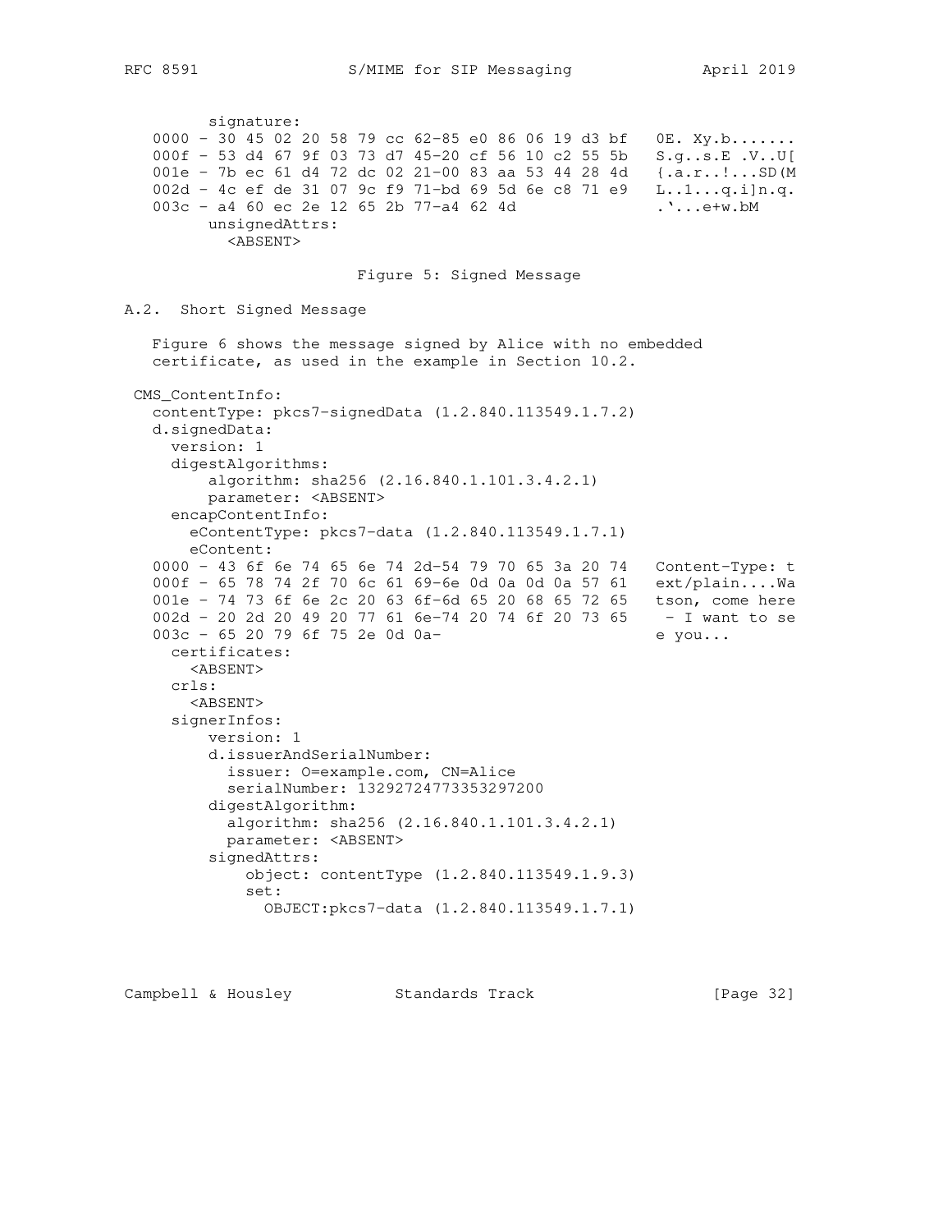```
        signature:
   0000 - 30 45 02 20 58 79 cc 62-85 e0 86 06 19 d3 bf   0E. Xy.b.......
   000f - 53 d4 67 9f 03 73 d7 45-20 cf 56 10 c2 55 5b   S.g..s.E .V..U[
   001e - 7b ec 61 d4 72 dc 02 21-00 83 aa 53 44 28 4d   {.a.r..!...SD(M
   002d - 4c ef de 31 07 9c f9 71-bd 69 5d 6e c8 71 e9   L..1...q.i]n.q.
   003c - a4 60 ec 2e 12 65 2b 77-a4 62 4d               .`...e+w.bM
        unsignedAttrs:
          <ABSENT>
```

Figure 5: Signed Message

## A.2. Short Signed Message

Figure 6 shows the message signed by Alice with no embedded certificate, as used in the example in Section 10.2.

```
 CMS_ContentInfo:
   contentType: pkcs7-signedData (1.2.840.113549.1.7.2)
   d.signedData:
     version: 1
     digestAlgorithms:
         algorithm: sha256 (2.16.840.1.101.3.4.2.1)
         parameter: <ABSENT>
     encapContentInfo:
       eContentType: pkcs7-data (1.2.840.113549.1.7.1)
       eContent:
   0000 - 43 6f 6e 74 65 6e 74 2d-54 79 70 65 3a 20 74   Content-Type: t
   000f - 65 78 74 2f 70 6c 61 69-6e 0d 0a 0d 0a 57 61   ext/plain....Wa
   001e - 74 73 6f 6e 2c 20 63 6f-6d 65 20 68 65 72 65   tson, come here
   002d - 20 2d 20 49 20 77 61 6e-74 20 74 6f 20 73 65    - I want to se
   003c - 65 20 79 6f 75 2e 0d 0a-                       e you...
     certificates:
       <ABSENT>
     crls:
       <ABSENT>
     signerInfos:
         version: 1
         d.issuerAndSerialNumber:
           issuer: O=example.com, CN=Alice
           serialNumber: 13292724773353297200
         digestAlgorithm:
           algorithm: sha256 (2.16.840.1.101.3.4.2.1)
           parameter: <ABSENT>
         signedAttrs:
             object: contentType (1.2.840.113549.1.9.3)
             set:
               OBJECT:pkcs7-data (1.2.840.113549.1.7.1)
```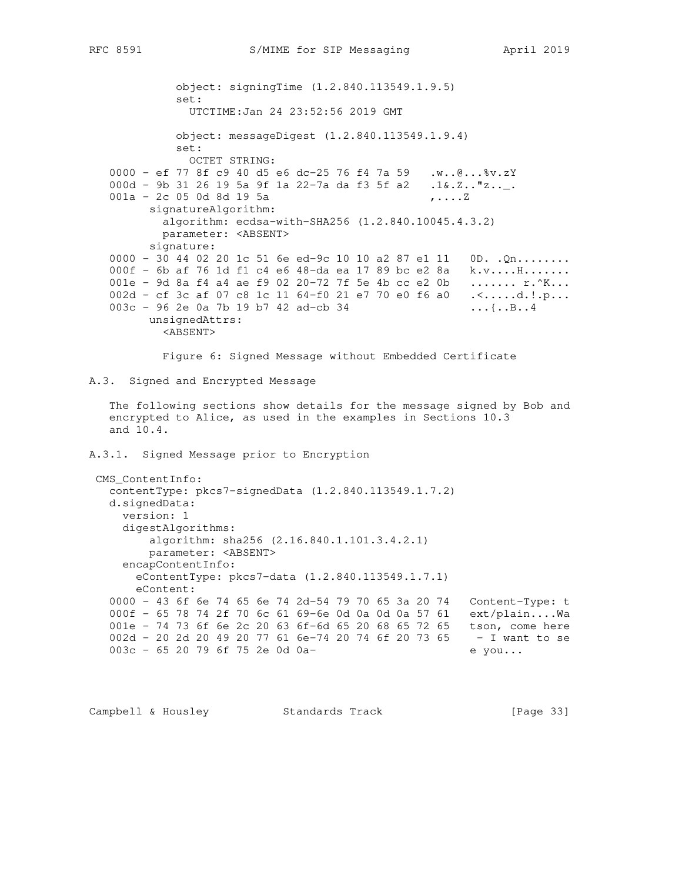```
            object: signingTime (1.2.840.113549.1.9.5)
            set:
              UTCTIME:Jan 24 23:52:56 2019 GMT

            object: messageDigest (1.2.840.113549.1.9.4)
            set:
              OCTET STRING:
   0000 - ef 77 8f c9 40 d5 e6 dc-25 76 f4 7a 59   .w..@...%v.zY
   000d - 9b 31 26 19 5a 9f 1a 22-7a da f3 5f a2   .1&.Z.."z.._.
   001a - 2c 05 0d 8d 19 5a                         ,....Z
        signatureAlgorithm:
          algorithm: ecdsa-with-SHA256 (1.2.840.10045.4.3.2)
          parameter: <ABSENT>
        signature:
   0000 - 30 44 02 20 1c 51 6e ed-9c 10 10 a2 87 e1 11   0D. .Qn........
   000f - 6b af 76 1d f1 c4 e6 48-da ea 17 89 bc e2 8a   k.v....H.......
   001e - 9d 8a f4 a4 ae f9 02 20-72 7f 5e 4b cc e2 0b   ....... r.^K...
   002d - cf 3c af 07 c8 1c 11 64-f0 21 e7 70 e0 f6 a0   .<.....d.!.p...
   003c - 96 2e 0a 7b 19 b7 42 ad-cb 34                 ...{..B..4
        unsignedAttrs:
          <ABSENT>
```

Figure 6: Signed Message without Embedded Certificate

## A.3. Signed and Encrypted Message

The following sections show details for the message signed by Bob and encrypted to Alice, as used in the examples in Sections 10.3 and 10.4.

### A.3.1. Signed Message prior to Encryption

```
 CMS_ContentInfo:
   contentType: pkcs7-signedData (1.2.840.113549.1.7.2)
   d.signedData:
     version: 1
     digestAlgorithms:
         algorithm: sha256 (2.16.840.1.101.3.4.2.1)
         parameter: <ABSENT>
     encapContentInfo:
       eContentType: pkcs7-data (1.2.840.113549.1.7.1)
       eContent:
   0000 - 43 6f 6e 74 65 6e 74 2d-54 79 70 65 3a 20 74   Content-Type: t
   000f - 65 78 74 2f 70 6c 61 69-6e 0d 0a 0d 0a 57 61   ext/plain....Wa
   001e - 74 73 6f 6e 2c 20 63 6f-6d 65 20 68 65 72 65   tson, come here
   002d - 20 2d 20 49 20 77 61 6e-74 20 74 6f 20 73 65    - I want to se
   003c - 65 20 79 6f 75 2e 0d 0a-                       e you...
```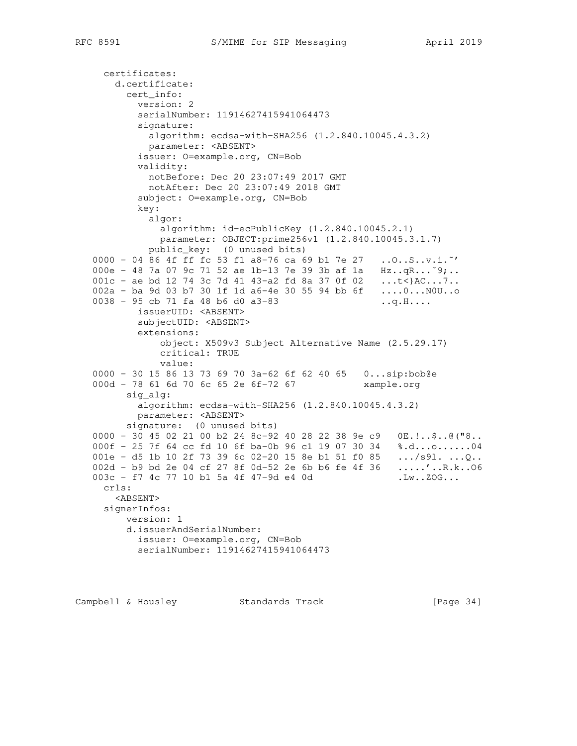```
      certificates:
        d.certificate:
          cert_info:
            version: 2
            serialNumber: 11914627415941064473
            signature:
              algorithm: ecdsa-with-SHA256 (1.2.840.10045.4.3.2)
              parameter: <ABSENT>
            issuer: O=example.org, CN=Bob
            validity:
              notBefore: Dec 20 23:07:49 2017 GMT
              notAfter: Dec 20 23:07:49 2018 GMT
            subject: O=example.org, CN=Bob
            key:
              algor:
                algorithm: id-ecPublicKey (1.2.840.10045.2.1)
                parameter: OBJECT:prime256v1 (1.2.840.10045.3.1.7)
              public_key:  (0 unused bits)
   0000 - 04 86 4f ff fc 53 f1 a8-76 ca 69 b1 7e 27   ..O..S..v.i.~'
   000e - 48 7a 07 9c 71 52 ae 1b-13 7e 39 3b af 1a   Hz..qR...~9;..
   001c - ae bd 12 74 3c 7d 41 43-a2 fd 8a 37 0f 02   ...t<}AC...7..
   002a - ba 9d 03 b7 30 1f 1d a6-4e 30 55 94 bb 6f   ....0...N0U..o
   0038 - 95 cb 71 fa 48 b6 d0 a3-83                  ..q.H....
            issuerUID: <ABSENT>
            subjectUID: <ABSENT>
            extensions:
                object: X509v3 Subject Alternative Name (2.5.29.17)
                critical: TRUE
                value:
   0000 - 30 15 86 13 73 69 70 3a-62 6f 62 40 65   0...sip:bob@e
   000d - 78 61 6d 70 6c 65 2e 6f-72 67            xample.org
          sig_alg:
            algorithm: ecdsa-with-SHA256 (1.2.840.10045.4.3.2)
            parameter: <ABSENT>
          signature:  (0 unused bits)
   0000 - 30 45 02 21 00 b2 24 8c-92 40 28 22 38 9e c9   0E.!..$..@("8..
   000f - 25 7f 64 cc fd 10 6f ba-0b 96 c1 19 07 30 34   %.d...o......04
   001e - d5 1b 10 2f 73 39 6c 02-20 15 8e b1 51 f0 85   .../s9l. ...Q..
   002d - b9 bd 2e 04 cf 27 8f 0d-52 2e 6b b6 fe 4f 36   .....'..R.k..O6
   003c - f7 4c 77 10 b1 5a 4f 47-9d e4 0d               .Lw..ZOG...
      crls:
        <ABSENT>
      signerInfos:
          version: 1
          d.issuerAndSerialNumber:
            issuer: O=example.org, CN=Bob
            serialNumber: 11914627415941064473
```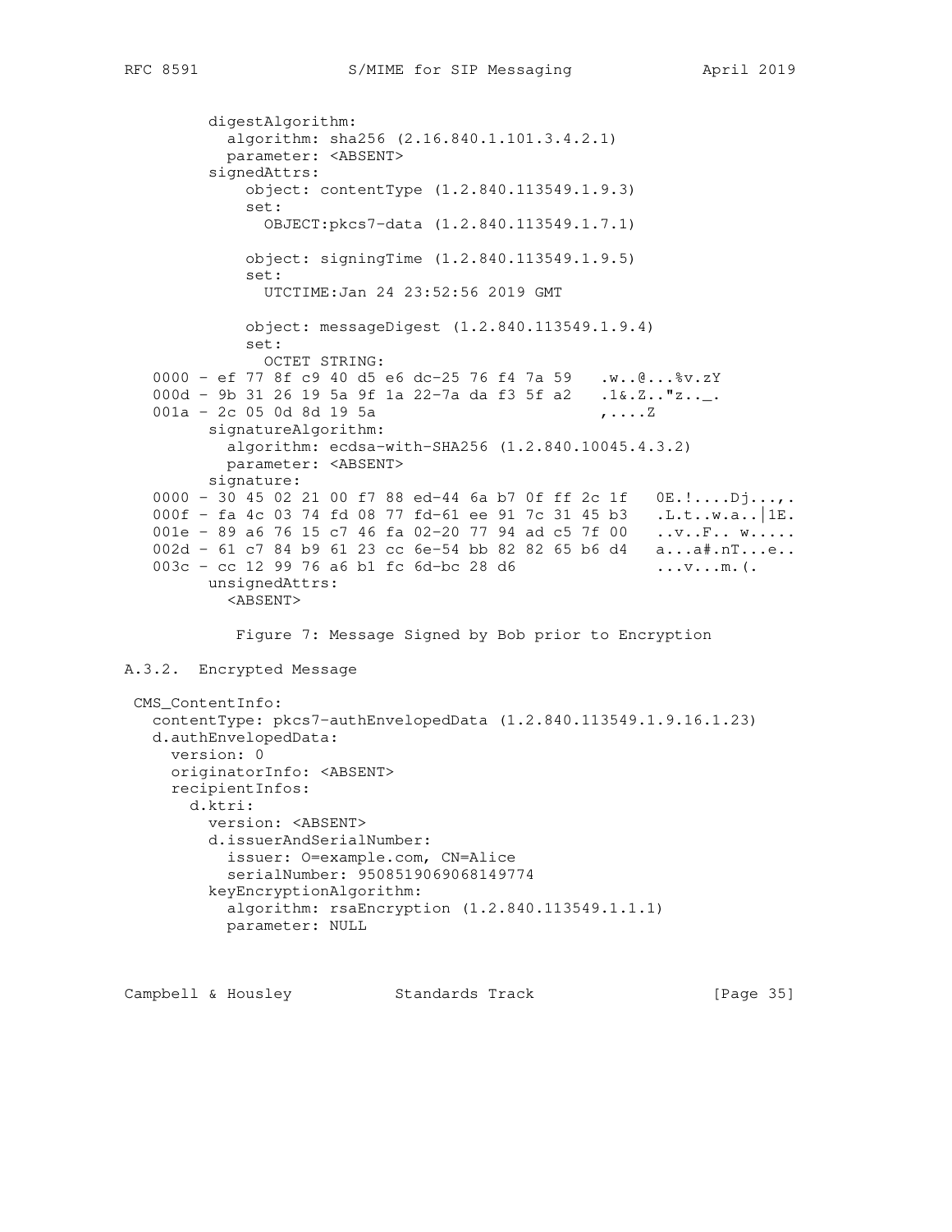```
         digestAlgorithm:
           algorithm: sha256 (2.16.840.1.101.3.4.2.1)
           parameter: <ABSENT>
         signedAttrs:
             object: contentType (1.2.840.113549.1.9.3)
             set:
               OBJECT:pkcs7-data (1.2.840.113549.1.7.1)

             object: signingTime (1.2.840.113549.1.9.5)
             set:
               UTCTIME:Jan 24 23:52:56 2019 GMT

             object: messageDigest (1.2.840.113549.1.9.4)
             set:
               OCTET STRING:
   0000 - ef 77 8f c9 40 d5 e6 dc-25 76 f4 7a 59   .w..@...%v.zY
   000d - 9b 31 26 19 5a 9f 1a 22-7a da f3 5f a2   .1&.Z.."z.._.
   001a - 2c 05 0d 8d 19 5a                        ,....Z
         signatureAlgorithm:
           algorithm: ecdsa-with-SHA256 (1.2.840.10045.4.3.2)
           parameter: <ABSENT>
         signature:
   0000 - 30 45 02 21 00 f7 88 ed-44 6a b7 0f ff 2c 1f   0E.!....Dj...,.
   000f - fa 4c 03 74 fd 08 77 fd-61 ee 91 7c 31 45 b3   .L.t..w.a..|1E.
   001e - 89 a6 76 15 c7 46 fa 02-20 77 94 ad c5 7f 00   ..v..F.. w.....
   002d - 61 c7 84 b9 61 23 cc 6e-54 bb 82 82 65 b6 d4   a...a#.nT...e..
   003c - cc 12 99 76 a6 b1 fc 6d-bc 28 d6               ...v...m.(.
         unsignedAttrs:
           <ABSENT>

            Figure 7: Message Signed by Bob prior to Encryption
```

### A.3.2. Encrypted Message

```
 CMS_ContentInfo:
   contentType: pkcs7-authEnvelopedData (1.2.840.113549.1.9.16.1.23)
   d.authEnvelopedData:
     version: 0
     originatorInfo: <ABSENT>
     recipientInfos:
       d.ktri:
         version: <ABSENT>
         d.issuerAndSerialNumber:
           issuer: O=example.com, CN=Alice
           serialNumber: 9508519069068149774
         keyEncryptionAlgorithm:
           algorithm: rsaEncryption (1.2.840.113549.1.1.1)
           parameter: NULL
```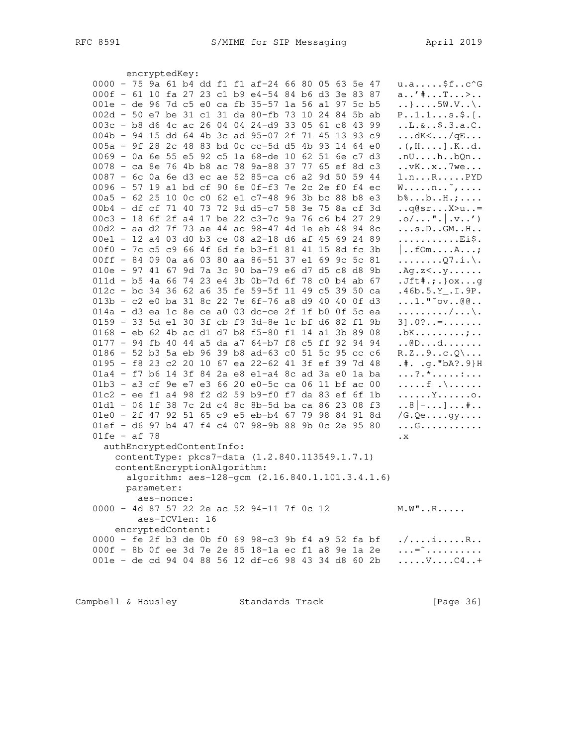```
      encryptedKey:
   0000 - 75 9a 61 b4 dd f1 f1 af-24 66 80 05 63 5e 47   u.a.....$f..c^G
   000f - 61 10 fa 27 23 c1 b9 e4-54 84 b6 d3 3e 83 87   a..'#...T...>..
   001e - de 96 7d c5 e0 ca fb 35-57 1a 56 a1 97 5c b5   ..}....5W.V..\.
   002d - 50 e7 be 31 c1 31 da 80-fb 73 10 24 84 5b ab   P..1.1...s.$.[.
   003c - b8 d6 4c ac 26 04 04 24-d9 33 05 61 c8 43 99   ..L.&..$.3.a.C.
   004b - 94 15 dd 64 4b 3c ad 95-07 2f 71 45 13 93 c9   ...dK<.../qE...
   005a - 9f 28 2c 48 83 bd 0c cc-5d d5 4b 93 14 64 e0   .(,H....].K..d.
   0069 - 0a 6e 55 e5 92 c5 1a 68-de 10 62 51 6e c7 d3   .nU....h..bQn..
   0078 - ca 8e 76 4b b8 ac 78 9a-88 37 77 65 ef 8d c3   ..vK..x..7we...
   0087 - 6c 0a 6e d3 ec ae 52 85-ca c6 a2 9d 50 59 44   l.n...R.....PYD
   0096 - 57 19 a1 bd cf 90 6e 0f-f3 7e 2c 2e f0 f4 ec   W.....n..~,....
   00a5 - 62 25 10 0c c0 62 e1 c7-48 96 3b bc 88 b8 e3   b%...b..H.;....
   00b4 - df cf 71 40 73 72 9d d5-c7 58 3e 75 8a cf 3d   ..q@sr...X>u..=
   00c3 - 18 6f 2f a4 17 be 22 c3-7c 9a 76 c6 b4 27 29   .o/...".|.v..')
   00d2 - aa d2 7f 73 ae 44 ac 98-47 4d 1e eb 48 94 8c   ...s.D..GM..H..
   00e1 - 12 a4 03 d0 b3 ce 08 a2-18 d6 af 45 69 24 89   ...........Ei$.
   00f0 - 7c c5 c9 66 4f 6d fe b3-f1 81 41 15 8d fc 3b   |..fOm....A...;
   00ff - 84 09 0a a6 03 80 aa 86-51 37 e1 69 9c 5c 81   ........Q7.i.\.
   010e - 97 41 67 9d 7a 3c 90 ba-79 e6 d7 d5 c8 d8 9b   .Ag.z<..y......
   011d - b5 4a 66 74 23 e4 3b 0b-7d 6f 78 c0 b4 ab 67   .Jft#.;.}ox...g
   012c - bc 34 36 62 a6 35 fe 59-5f 11 49 c5 39 50 ca   .46b.5.Y_.I.9P.
   013b - c2 e0 ba 31 8c 22 7e 6f-76 a8 d9 40 40 0f d3   ...1."~ov..@@..
   014a - d3 ea 1c 8e ce a0 03 dc-ce 2f 1f b0 0f 5c ea   ........./...\.
   0159 - 33 5d e1 30 3f cb f9 3d-8e 1c bf d6 82 f1 9b   3].0?..=.......
   0168 - eb 62 4b ac d1 d7 b8 f5-80 f1 14 a1 3b 89 08   .bK.........;..
   0177 - 94 fb 40 44 a5 da a7 64-b7 f8 c5 ff 92 94 94   ..@D...d.......
   0186 - 52 b3 5a eb 96 39 b8 ad-63 c0 51 5c 95 cc c6   R.Z..9..c.Q\...
   0195 - f8 23 c2 20 10 67 ea 22-62 41 3f ef 39 7d 48   .#. .g."bA?.9}H
   01a4 - f7 b6 14 3f 84 2a e8 e1-a4 8c ad 3a e0 1a ba   ...?.*.....:...
   01b3 - a3 cf 9e e7 e3 66 20 e0-5c ca 06 11 bf ac 00   .....f .\......
   01c2 - ee f1 a4 98 f2 d2 59 b9-f0 f7 da 83 ef 6f 1b   ......Y......o.
   01d1 - 06 1f 38 7c 2d c4 8c 8b-5d ba ca 86 23 08 f3   ..8|-...]...#..
   01e0 - 2f 47 92 51 65 c9 e5 eb-b4 67 79 98 84 91 8d   /G.Qe....gy....
   01ef - d6 97 b4 47 f4 c4 07 98-9b 88 9b 0c 2e 95 80   ...G...........
   01fe - af 78                                          .x
    authEncryptedContentInfo:
      contentType: pkcs7-data (1.2.840.113549.1.7.1)
      contentEncryptionAlgorithm:
        algorithm: aes-128-gcm (2.16.840.1.101.3.4.1.6)
        parameter:
          aes-nonce:
   0000 - 4d 87 57 22 2e ac 52 94-11 7f 0c 12            M.W"..R.....
          aes-ICVlen: 16
      encryptedContent:
   0000 - fe 2f b3 de 0b f0 69 98-c3 9b f4 a9 52 fa bf   ./....i.....R..
   000f - 8b 0f ee 3d 7e 2e 85 18-1a ec f1 a8 9e 1a 2e   ...=~..........
   001e - de cd 94 04 88 56 12 df-c6 98 43 34 d8 60 2b   .....V....C4..+
```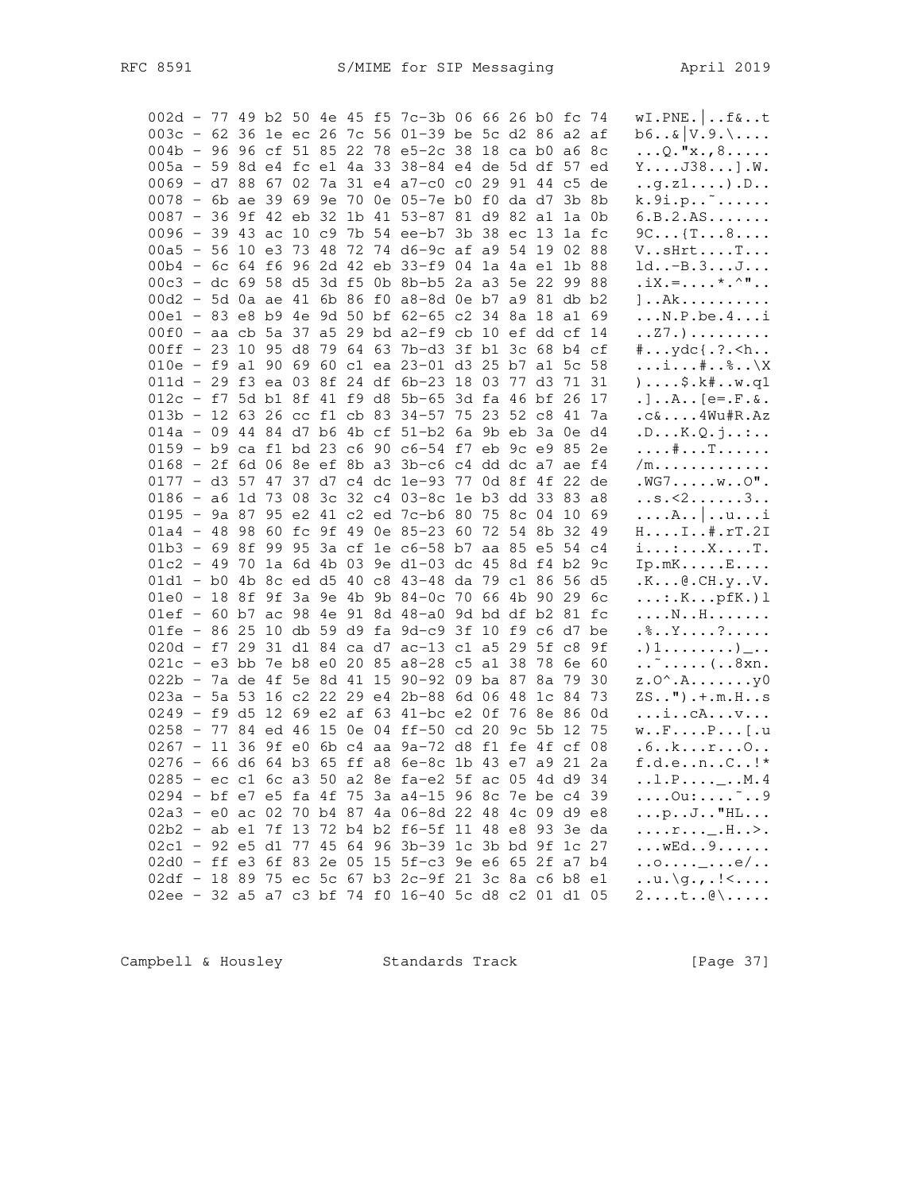```
002d - 77 49 b2 50 4e 45 f5 7c-3b 06 66 26 b0 fc 74   wI.PNE.|..f&..t
003c - 62 36 1e ec 26 7c 56 01-39 be 5c d2 86 a2 af   b6..&|V.9.\....
004b - 96 96 cf 51 85 22 78 e5-2c 38 18 ca b0 a6 8c   ...Q."x.,8.....
005a - 59 8d e4 fc e1 4a 33 38-84 e4 de 5d df 57 ed   Y....J38...].W.
0069 - d7 88 67 02 7a 31 e4 a7-c0 c0 29 91 44 c5 de   ..g.z1....).D..
0078 - 6b ae 39 69 9e 70 0e 05-7e b0 f0 da d7 3b 8b   k.9i.p..~......
0087 - 36 9f 42 eb 32 1b 41 53-87 81 d9 82 a1 1a 0b   6.B.2.AS.......
0096 - 39 43 ac 10 c9 7b 54 ee-b7 3b 38 ec 13 1a fc   9C...{T...8....
00a5 - 56 10 e3 73 48 72 74 d6-9c af a9 54 19 02 88   V..sHrt....T...
00b4 - 6c 64 f6 96 2d 42 eb 33-f9 04 1a 4a e1 1b 88   ld..-B.3...J...
00c3 - dc 69 58 d5 3d f5 0b 8b-b5 2a a3 5e 22 99 88   .iX.=....*.^"..
00d2 - 5d 0a ae 41 6b 86 f0 a8-8d 0e b7 a9 81 db b2   ]..Ak..........
00e1 - 83 e8 b9 4e 9d 50 bf 62-65 c2 34 8a 18 a1 69   ...N.P.be.4...i
00f0 - aa cb 5a 37 a5 29 bd a2-f9 cb 10 ef dd cf 14   ..Z7.).........
00ff - 23 10 95 d8 79 64 63 7b-d3 3f b1 3c 68 b4 cf   #...ydc{.?.<h..
010e - f9 a1 90 69 60 c1 ea 23-01 d3 25 b7 a1 5c 58   ...i...#..%..\X
011d - 29 f3 ea 03 8f 24 df 6b-23 18 03 77 d3 71 31   )....$.k#..w.q1
012c - f7 5d b1 8f 41 f9 d8 5b-65 3d fa 46 bf 26 17   .]..A..[e=.F.&.
013b - 12 63 26 cc f1 cb 83 34-57 75 23 52 c8 41 7a   .c&....4Wu#R.Az
014a - 09 44 84 d7 b6 4b cf 51-b2 6a 9b eb 3a 0e d4   .D...K.Q.j..:..
0159 - b9 ca f1 bd 23 c6 90 c6-54 f7 eb 9c e9 85 2e   ....#...T......
0168 - 2f 6d 06 8e ef 8b a3 3b-c6 c4 dd dc a7 ae f4   /m.............
0177 - d3 57 47 37 d7 c4 dc 1e-93 77 0d 8f 4f 22 de   .WG7.....w..O".
0186 - a6 1d 73 08 3c 32 c4 03-8c 1e b3 dd 33 83 a8   ..s.<2......3..
0195 - 9a 87 95 e2 41 c2 ed 7c-b6 80 75 8c 04 10 69   ....A..|..u...i
01a4 - 48 98 60 fc 9f 49 0e 85-23 60 72 54 8b 32 49   H....I..#.rT.2I
01b3 - 69 8f 99 95 3a cf 1e c6-58 b7 aa 85 e5 54 c4   i....:...X....T.
01c2 - 49 70 1a 6d 4b 03 9e d1-03 dc 45 8d f4 b2 9c   Ip.mK.....E....
01d1 - b0 4b 8c ed d5 40 c8 43-48 da 79 c1 86 56 d5   .K...@.CH.y..V.
01e0 - 18 8f 9f 3a 9e 4b 9b 84-0c 70 66 4b 90 29 6c   ...:.K...pfK.)l
01ef - 60 b7 ac 98 4e 91 8d 48-a0 9d bd df b2 81 fc   ....N..H.......
01fe - 86 25 10 db 59 d9 fa 9d-c9 3f 10 f9 c6 d7 be   .%..Y....?.....
020d - f7 29 31 d1 84 ca d7 ac-13 c1 a5 29 5f c8 9f   .)1........)_..
021c - e3 bb 7e b8 e0 20 85 a8-28 c5 a1 38 78 6e 60   ..~.....(..8xn.
022b - 7a de 4f 5e 8d 41 15 90-92 09 ba 87 8a 79 30   z.O^.A.......y0
023a - 5a 53 16 c2 22 29 e4 2b-88 6d 06 48 1c 84 73   ZS..").+.m.H..s
0249 - f9 d5 12 69 e2 af 63 41-bc e2 0f 76 8e 86 0d   ...i..cA...v...
0258 - 77 84 ed 46 15 0e 04 ff-50 cd 20 9c 5b 12 75   w..F....P...[.u
0267 - 11 36 9f e0 6b c4 aa 9a-72 d8 f1 fe 4f cf 08   .6..k...r...O..
0276 - 66 d6 64 b3 65 ff a8 6e-8c 1b 43 e7 a9 21 2a   f.d.e..n..C..!*
0285 - ec c1 6c a3 50 a2 8e fa-e2 5f ac 05 4d d9 34   ..l.P...._..M.4
0294 - bf e7 e5 fa 4f 75 3a a4-15 96 8c 7e be c4 39   ....Ou:....~..9
02a3 - e0 ac 02 70 b4 87 4a 06-8d 22 48 4c 09 d9 e8   ...p..J.."HL...
02b2 - ab e1 7f 13 72 b4 b2 f6-5f 11 48 e8 93 3e da   ....r..._.H..>.
02c1 - 92 e5 d1 77 45 64 96 3b-39 1c 3b bd 9f 1c 27   ...wEd..9......
02d0 - ff e3 6f 83 2e 05 15 5f-c3 9e e6 65 2f a7 b4   ..o...._...e/..
02df - 18 89 75 ec 5c 67 b3 2c-9f 21 3c 8a c6 b8 e1   ..u.\g.,.!<....
02ee - 32 a5 a7 c3 bf 74 f0 16-40 5c d8 c2 01 d1 05   2....t..@\.....
```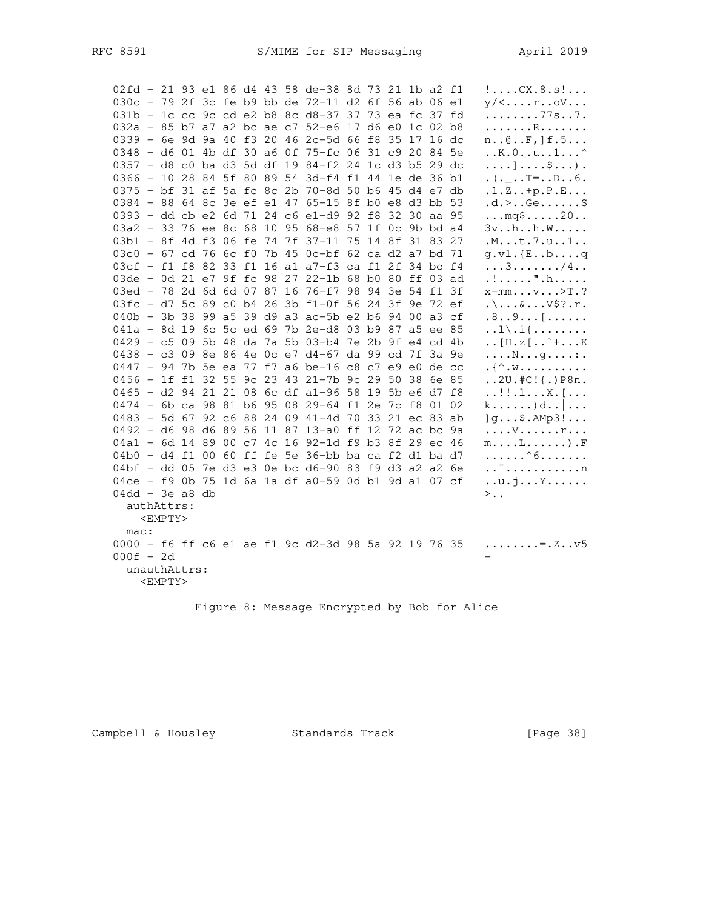```
   02fd - 21 93 e1 86 d4 43 58 de-38 8d 73 21 1b a2 f1   !....CX.8.s!...
   030c - 79 2f 3c fe b9 bb de 72-11 d2 6f 56 ab 06 e1   y/<....r..oV...
   031b - 1c cc 9c cd e2 b8 8c d8-37 37 73 ea fc 37 fd   ........77s..7.
   032a - 85 b7 a7 a2 bc ae c7 52-e6 17 d6 e0 1c 02 b8   .......R.......
   0339 - 6e 9d 9a 40 f3 20 46 2c-5d 66 f8 35 17 16 dc   n..@..F,]f.5...
   0348 - d6 01 4b df 30 a6 0f 75-fc 06 31 c9 20 84 5e   ..K.0..u..1...^
   0357 - d8 c0 ba d3 5d df 19 84-f2 24 1c d3 b5 29 dc   ....]....$...).
   0366 - 10 28 84 5f 80 89 54 3d-f4 f1 44 1e de 36 b1   .(._..T=..D..6.
   0375 - bf 31 af 5a fc 8c 2b 70-8d 50 b6 45 d4 e7 db   .1.Z..+p.P.E...
   0384 - 88 64 8c 3e ef e1 47 65-15 8f b0 e8 d3 bb 53   .d.>..Ge......S
   0393 - dd cb e2 6d 71 24 c6 e1-d9 92 f8 32 30 aa 95   ...mq$.....20..
   03a2 - 33 76 ee 8c 68 10 95 68-e8 57 1f 0c 9b bd a4   3v..h..h.W.....
   03b1 - 8f 4d f3 06 fe 74 7f 37-11 75 14 8f 31 83 27   .M...t.7.u..1..
   03c0 - 67 cd 76 6c f0 7b 45 0c-bf 62 ca d2 a7 bd 71   g.vl.{E..b....q
   03cf - f1 f8 82 33 f1 16 a1 a7-f3 ca f1 2f 34 bc f4   ...3......./4..
   03de - 0d 21 e7 9f fc 98 27 22-1b 68 b0 80 ff 03 ad   .!....'".h.....
   03ed - 78 2d 6d 6d 07 87 16 76-f7 98 94 3e 54 f1 3f   x-mm...v...>T.?
   03fc - d7 5c 89 c0 b4 26 3b f1-0f 56 24 3f 9e 72 ef   .\...&;..V$?.r.
   040b - 3b 38 99 a5 39 d9 a3 ac-5b e2 b6 94 00 a3 cf   ;8..9...[......
   041a - 8d 19 6c 5c ed 69 7b 2e-d8 03 b9 87 a5 ee 85   ..l\.i{........
   0429 - c5 09 5b 48 da 7a 5b 03-b4 7e 2b 9f e4 cd 4b   ..[H.z[..~+...K
   0438 - c3 09 8e 86 4e 0c e7 d4-67 da 99 cd 7f 3a 9e   ....N...g....:.
   0447 - 94 7b 5e ea 77 f7 a6 be-16 c8 c7 e9 e0 de cc   .{^.w..........
   0456 - 1f f1 32 55 9c 23 43 21-7b 9c 29 50 38 6e 85   ..2U.#C!{.)P8n.
   0465 - d2 94 21 21 08 6c df a1-96 58 19 5b e6 d7 f8   ..!!.l...X.[...
   0474 - 6b ca 98 81 b6 95 08 29-64 f1 2e 7c f8 01 02   k......)d..|...
   0483 - 5d 67 92 c6 88 24 09 41-4d 70 33 21 ec 83 ab   ]g...$.AMp3!...
   0492 - d6 98 d6 89 56 11 87 13-a0 ff 12 72 ac bc 9a   ....V......r...
   04a1 - 6d 14 89 00 c7 4c 16 92-1d f9 b3 8f 29 ec 46   m....L......).F
   04b0 - d4 f1 00 60 ff fe 5e 36-bb ba ca f2 d1 ba d7   ...`..^6.......
   04bf - dd 05 7e d3 e3 0e bc d6-90 83 f9 d3 a2 a2 6e   ..~...........n
   04ce - f9 0b 75 1d 6a 1a df a0-59 0d b1 9d a1 07 cf   ..u.j...Y......
   04dd - 3e a8 db                                       >..
     authAttrs:
       <EMPTY>
     mac:
   0000 - f6 ff c6 e1 ae f1 9c d2-3d 98 5a 92 19 76 35   ........=.Z..v5
   000f - 2d                                             -
     unauthAttrs:
       <EMPTY>
```

Figure 8: Message Encrypted by Bob for Alice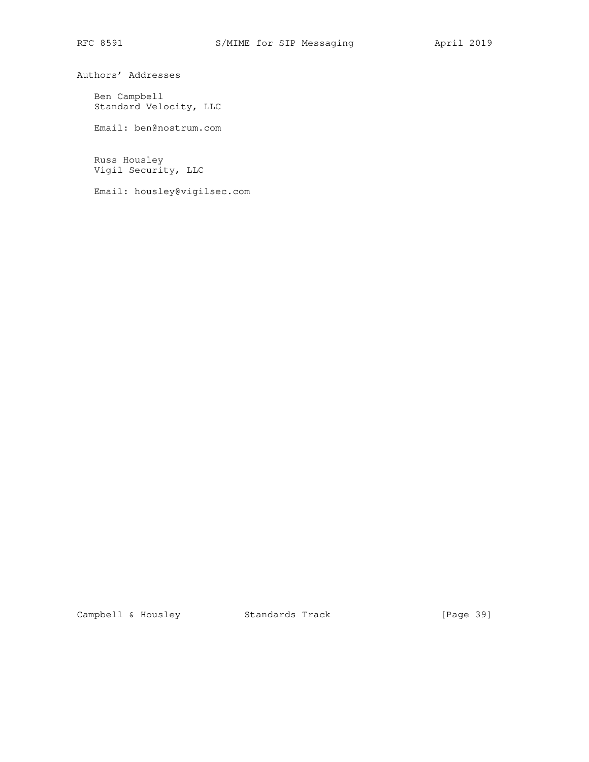## Authors' Addresses

Ben Campbell
Standard Velocity, LLC

Email: ben@nostrum.com

Russ Housley
Vigil Security, LLC

Email: housley@vigilsec.com